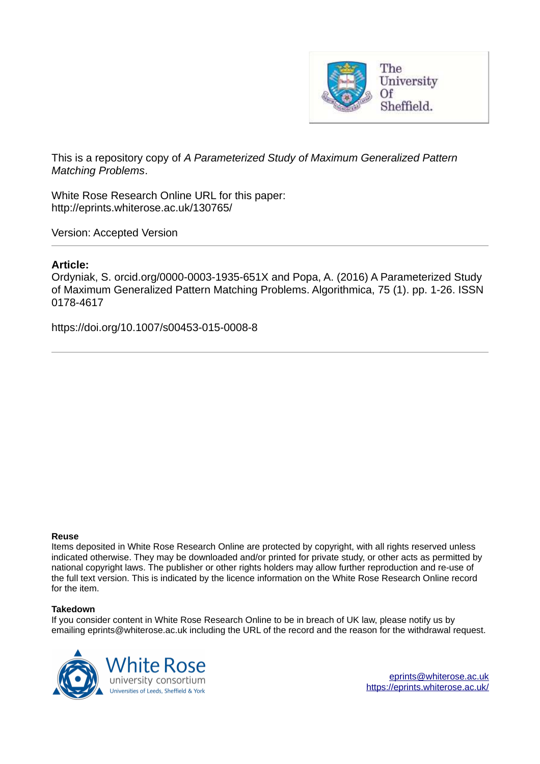This is a repository copy of *A Parameterized Study of Maximum Generalized Pattern Matching Problems*.

White Rose Research Online URL for this paper:
http://eprints.whiterose.ac.uk/130765/

Version: Accepted Version

---

**Article:**

Ordyniak, S. orcid.org/0000-0003-1935-651X and Popa, A. (2016) A Parameterized Study of Maximum Generalized Pattern Matching Problems. Algorithmica, 75 (1). pp. 1-26. ISSN 0178-4617

https://doi.org/10.1007/s00453-015-0008-8

---

**Reuse**

Items deposited in White Rose Research Online are protected by copyright, with all rights reserved unless indicated otherwise. They may be downloaded and/or printed for private study, or other acts as permitted by national copyright laws. The publisher or other rights holders may allow further reproduction and re-use of the full text version. This is indicated by the licence information on the White Rose Research Online record for the item.

**Takedown**

If you consider content in White Rose Research Online to be in breach of UK law, please notify us by emailing eprints@whiterose.ac.uk including the URL of the record and the reason for the withdrawal request.

eprints@whiterose.ac.uk
https://eprints.whiterose.ac.uk/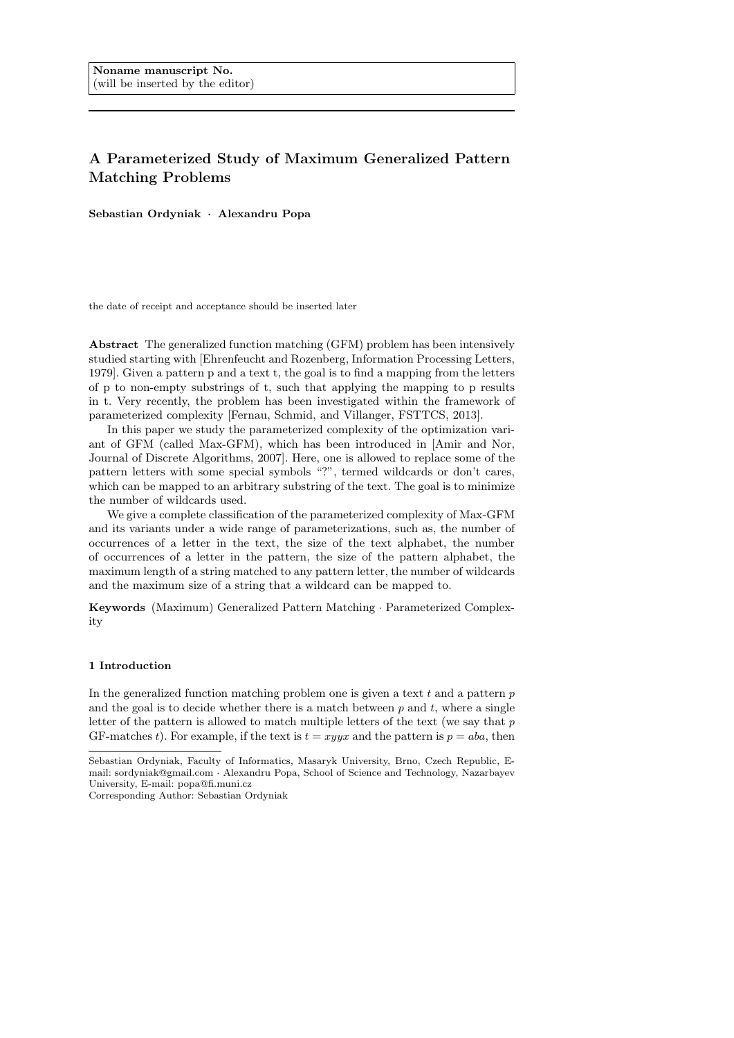Noname manuscript No.
(will be inserted by the editor)

# A Parameterized Study of Maximum Generalized Pattern Matching Problems

**Sebastian Ordyniak · Alexandru Popa**

the date of receipt and acceptance should be inserted later

**Abstract** The generalized function matching (GFM) problem has been intensively studied starting with [Ehrenfeucht and Rozenberg, Information Processing Letters, 1979]. Given a pattern p and a text t, the goal is to find a mapping from the letters of p to non-empty substrings of t, such that applying the mapping to p results in t. Very recently, the problem has been investigated within the framework of parameterized complexity [Fernau, Schmid, and Villanger, FSTTCS, 2013].

In this paper we study the parameterized complexity of the optimization variant of GFM (called Max-GFM), which has been introduced in [Amir and Nor, Journal of Discrete Algorithms, 2007]. Here, one is allowed to replace some of the pattern letters with some special symbols "?", termed wildcards or don't cares, which can be mapped to an arbitrary substring of the text. The goal is to minimize the number of wildcards used.

We give a complete classification of the parameterized complexity of Max-GFM and its variants under a wide range of parameterizations, such as, the number of occurrences of a letter in the text, the size of the text alphabet, the number of occurrences of a letter in the pattern, the size of the pattern alphabet, the maximum length of a string matched to any pattern letter, the number of wildcards and the maximum size of a string that a wildcard can be mapped to.

**Keywords** (Maximum) Generalized Pattern Matching · Parameterized Complexity

## 1 Introduction

In the generalized function matching problem one is given a text $t$ and a pattern $p$ and the goal is to decide whether there is a match between $p$ and $t$, where a single letter of the pattern is allowed to match multiple letters of the text (we say that $p$ GF-matches $t$). For example, if the text is $t = xyyx$ and the pattern is $p = aba$, then

---

Sebastian Ordyniak, Faculty of Informatics, Masaryk University, Brno, Czech Republic, E-mail: sordyniak@gmail.com · Alexandru Popa, School of Science and Technology, Nazarbayev University, E-mail: popa@fi.muni.cz
Corresponding Author: Sebastian Ordyniak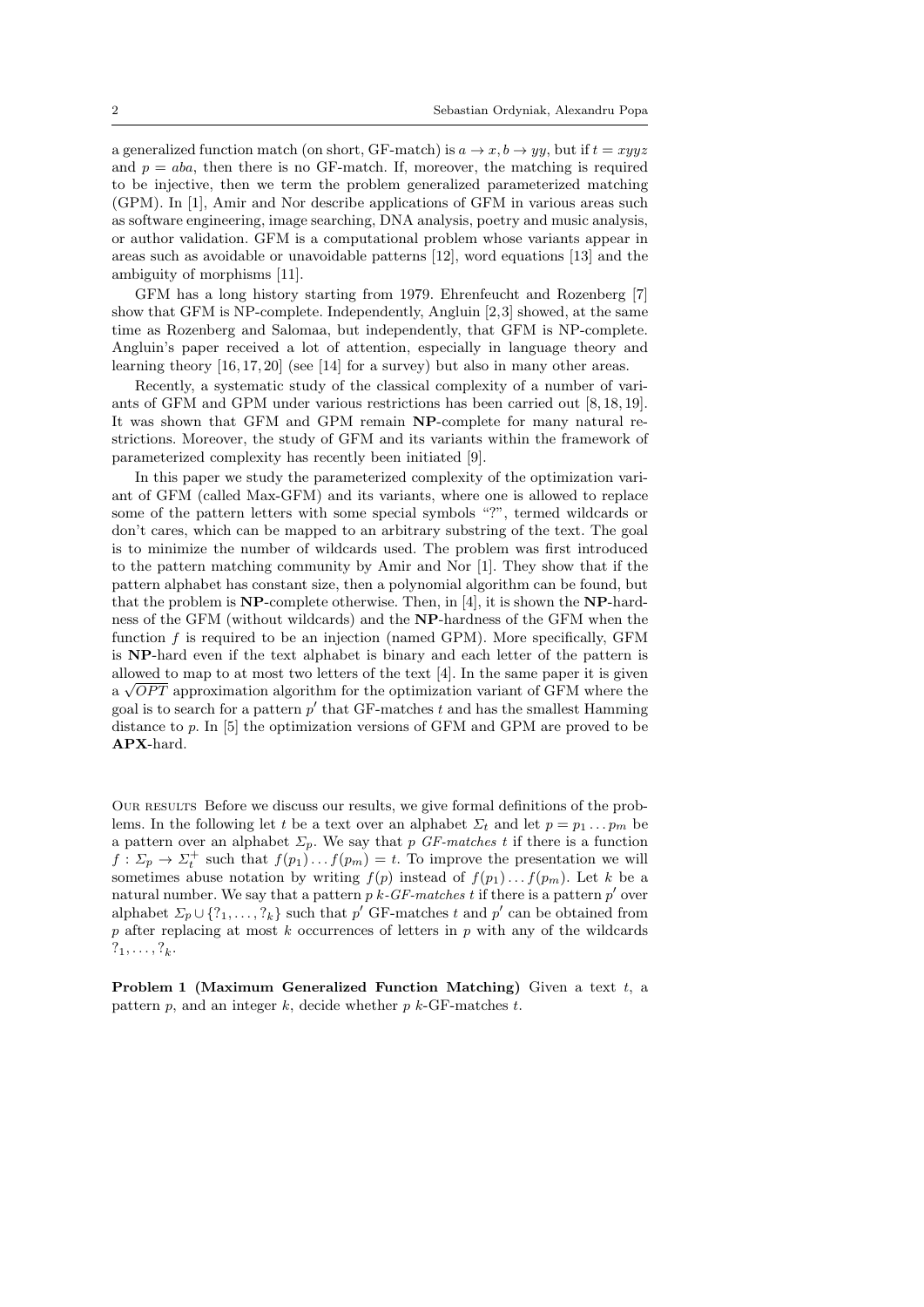a generalized function match (on short, GF-match) is $a \to x, b \to yy$, but if $t = xyyz$ and $p = aba$, then there is no GF-match. If, moreover, the matching is required to be injective, then we term the problem generalized parameterized matching (GPM). In [1], Amir and Nor describe applications of GFM in various areas such as software engineering, image searching, DNA analysis, poetry and music analysis, or author validation. GFM is a computational problem whose variants appear in areas such as avoidable or unavoidable patterns [12], word equations [13] and the ambiguity of morphisms [11].

GFM has a long history starting from 1979. Ehrenfeucht and Rozenberg [7] show that GFM is NP-complete. Independently, Angluin [2,3] showed, at the same time as Rozenberg and Salomaa, but independently, that GFM is NP-complete. Angluin's paper received a lot of attention, especially in language theory and learning theory [16, 17, 20] (see [14] for a survey) but also in many other areas.

Recently, a systematic study of the classical complexity of a number of variants of GFM and GPM under various restrictions has been carried out [8, 18, 19]. It was shown that GFM and GPM remain **NP**-complete for many natural restrictions. Moreover, the study of GFM and its variants within the framework of parameterized complexity has recently been initiated [9].

In this paper we study the parameterized complexity of the optimization variant of GFM (called Max-GFM) and its variants, where one is allowed to replace some of the pattern letters with some special symbols "?", termed wildcards or don't cares, which can be mapped to an arbitrary substring of the text. The goal is to minimize the number of wildcards used. The problem was first introduced to the pattern matching community by Amir and Nor [1]. They show that if the pattern alphabet has constant size, then a polynomial algorithm can be found, but that the problem is **NP**-complete otherwise. Then, in [4], it is shown the **NP**-hardness of the GFM (without wildcards) and the **NP**-hardness of the GFM when the function $f$ is required to be an injection (named GPM). More specifically, GFM is **NP**-hard even if the text alphabet is binary and each letter of the pattern is allowed to map to at most two letters of the text [4]. In the same paper it is given a $\sqrt{OPT}$ approximation algorithm for the optimization variant of GFM where the goal is to search for a pattern $p'$ that GF-matches $t$ and has the smallest Hamming distance to $p$. In [5] the optimization versions of GFM and GPM are proved to be **APX**-hard.

Our results Before we discuss our results, we give formal definitions of the problems. In the following let $t$ be a text over an alphabet $\Sigma_t$ and let $p = p_1 \dots p_m$ be a pattern over an alphabet $\Sigma_p$. We say that $p$ *GF-matches* $t$ if there is a function $f : \Sigma_p \to \Sigma_t^+$ such that $f(p_1) \dots f(p_m) = t$. To improve the presentation we will sometimes abuse notation by writing $f(p)$ instead of $f(p_1) \dots f(p_m)$. Let $k$ be a natural number. We say that a pattern $p$ *$k$-GF-matches* $t$ if there is a pattern $p'$ over alphabet $\Sigma_p \cup \{?_1, \dots, ?_k\}$ such that $p'$ GF-matches $t$ and $p'$ can be obtained from $p$ after replacing at most $k$ occurrences of letters in $p$ with any of the wildcards $?_1, \dots, ?_k$.

**Problem 1 (Maximum Generalized Function Matching)** Given a text $t$, a pattern $p$, and an integer $k$, decide whether $p$ $k$-GF-matches $t$.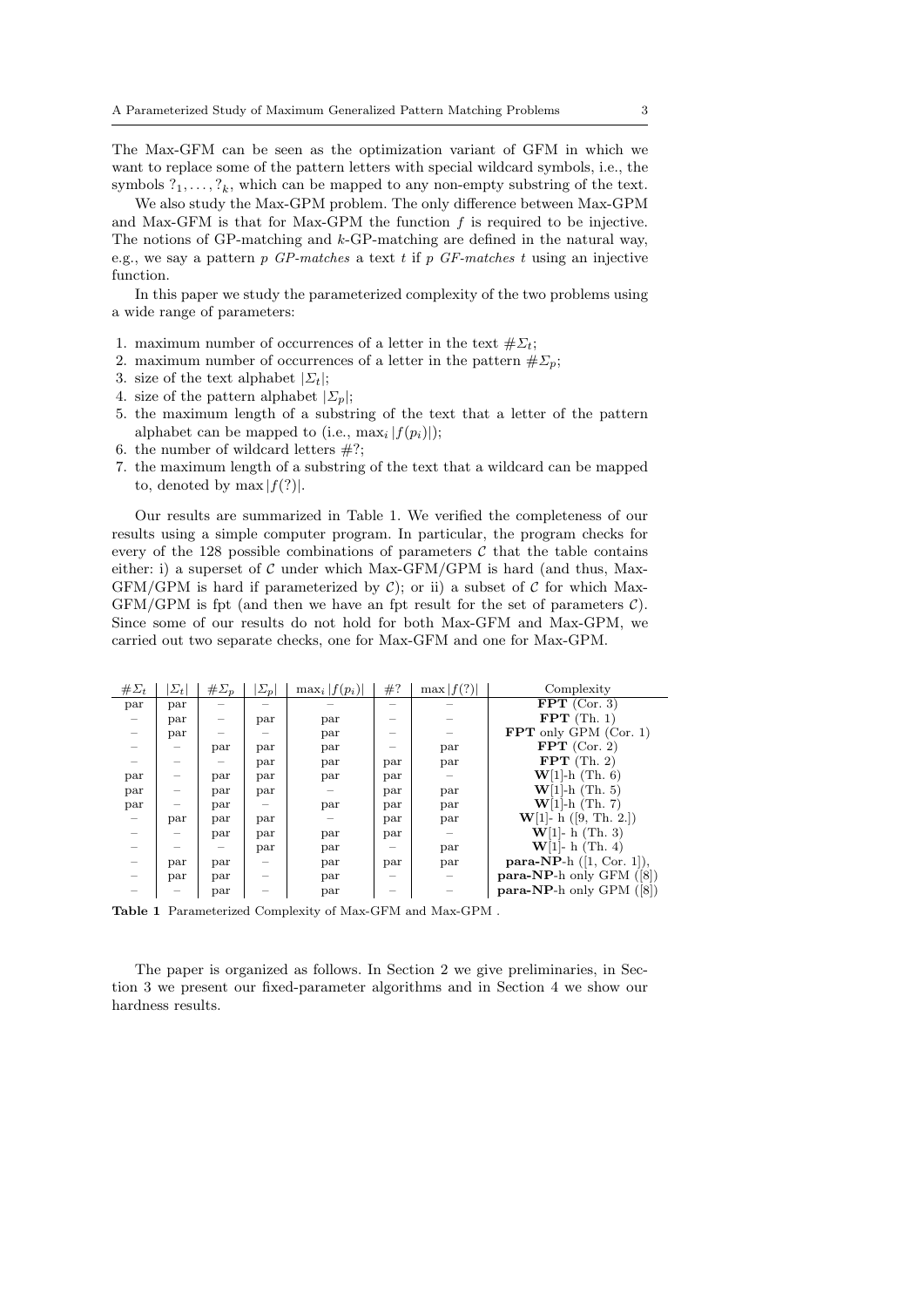The Max-GFM can be seen as the optimization variant of GFM in which we want to replace some of the pattern letters with special wildcard symbols, i.e., the symbols $?_1, \ldots, ?_k$, which can be mapped to any non-empty substring of the text.

We also study the Max-GPM problem. The only difference between Max-GPM and Max-GFM is that for Max-GPM the function $f$ is required to be injective. The notions of GP-matching and $k$-GP-matching are defined in the natural way, e.g., we say a pattern $p$ *GP-matches* a text $t$ if $p$ *GF-matches* $t$ using an injective function.

In this paper we study the parameterized complexity of the two problems using a wide range of parameters:

1. maximum number of occurrences of a letter in the text $\#\Sigma_t$;
2. maximum number of occurrences of a letter in the pattern $\#\Sigma_p$;
3. size of the text alphabet $|\Sigma_t|$;
4. size of the pattern alphabet $|\Sigma_p|$;
5. the maximum length of a substring of the text that a letter of the pattern alphabet can be mapped to (i.e., $\max_i |f(p_i)|$);
6. the number of wildcard letters $\#?$;
7. the maximum length of a substring of the text that a wildcard can be mapped to, denoted by $\max |f(?)|$.

Our results are summarized in Table 1. We verified the completeness of our results using a simple computer program. In particular, the program checks for every of the 128 possible combinations of parameters $\mathcal{C}$ that the table contains either: i) a superset of $\mathcal{C}$ under which Max-GFM/GPM is hard (and thus, Max-GFM/GPM is hard if parameterized by $\mathcal{C}$); or ii) a subset of $\mathcal{C}$ for which Max-GFM/GPM is fpt (and then we have an fpt result for the set of parameters $\mathcal{C}$). Since some of our results do not hold for both Max-GFM and Max-GPM, we carried out two separate checks, one for Max-GFM and one for Max-GPM.

| $\#\Sigma_t$ | $\|\Sigma_t\|$ | $\#\Sigma_p$ | $\|\Sigma_p\|$ | $\max_i \|f(p_i)\|$ | $\#?$ | $\max \|f(?)\|$ | Complexity |
|---|---|---|---|---|---|---|---|
| par | par | – | – | – | – | – | **FPT** (Cor. 3) |
| – | par | – | par | par | – | – | **FPT** (Th. 1) |
| – | par | – | – | par | – | – | **FPT** only GPM (Cor. 1) |
| – | – | par | par | par | – | par | **FPT** (Cor. 2) |
| – | – | – | par | par | par | par | **FPT** (Th. 2) |
| par | – | par | par | par | par | – | **W**[1]-h (Th. 6) |
| par | – | par | par | – | par | par | **W**[1]-h (Th. 5) |
| par | – | par | – | par | par | par | **W**[1]-h (Th. 7) |
| – | par | par | par | – | par | par | **W**[1]- h ([9, Th. 2.]) |
| – | – | par | par | par | par | – | **W**[1]- h (Th. 3) |
| – | – | – | par | par | – | par | **W**[1]- h (Th. 4) |
| – | par | par | – | par | par | par | **para-NP**-h ([1, Cor. 1]), |
| – | par | par | – | par | – | – | **para-NP**-h only GFM ([8]) |
| – | – | par | – | par | – | – | **para-NP**-h only GPM ([8]) |

**Table 1** Parameterized Complexity of Max-GFM and Max-GPM .

The paper is organized as follows. In Section 2 we give preliminaries, in Section 3 we present our fixed-parameter algorithms and in Section 4 we show our hardness results.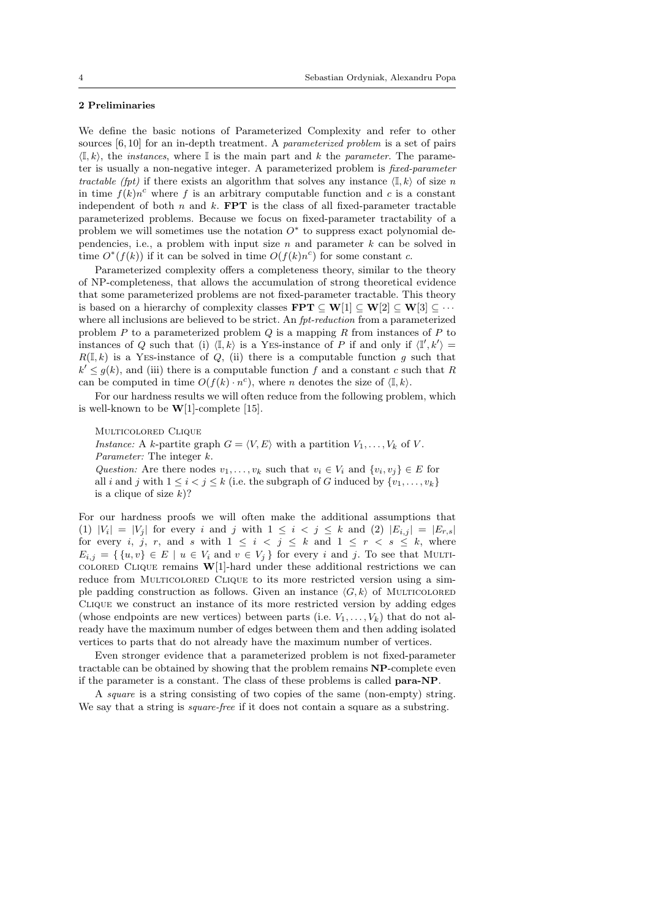## 2 Preliminaries

We define the basic notions of Parameterized Complexity and refer to other sources [6, 10] for an in-depth treatment. A *parameterized problem* is a set of pairs $\langle \mathbb{I}, k \rangle$, the *instances*, where $\mathbb{I}$ is the main part and $k$ the *parameter*. The parameter is usually a non-negative integer. A parameterized problem is *fixed-parameter tractable (fpt)* if there exists an algorithm that solves any instance $\langle \mathbb{I}, k \rangle$ of size $n$ in time $f(k)n^c$ where $f$ is an arbitrary computable function and $c$ is a constant independent of both $n$ and $k$. **FPT** is the class of all fixed-parameter tractable parameterized problems. Because we focus on fixed-parameter tractability of a problem we will sometimes use the notation $O^*$ to suppress exact polynomial dependencies, i.e., a problem with input size $n$ and parameter $k$ can be solved in time $O^*(f(k))$ if it can be solved in time $O(f(k)n^c)$ for some constant $c$.

Parameterized complexity offers a completeness theory, similar to the theory of NP-completeness, that allows the accumulation of strong theoretical evidence that some parameterized problems are not fixed-parameter tractable. This theory is based on a hierarchy of complexity classes $\mathbf{FPT} \subseteq \mathbf{W}[1] \subseteq \mathbf{W}[2] \subseteq \mathbf{W}[3] \subseteq \cdots$ where all inclusions are believed to be strict. An *fpt-reduction* from a parameterized problem $P$ to a parameterized problem $Q$ is a mapping $R$ from instances of $P$ to instances of $Q$ such that (i) $\langle \mathbb{I}, k \rangle$ is a YES-instance of $P$ if and only if $\langle \mathbb{I}', k' \rangle = R(\mathbb{I}, k)$ is a YES-instance of $Q$, (ii) there is a computable function $g$ such that $k' \leq g(k)$, and (iii) there is a computable function $f$ and a constant $c$ such that $R$ can be computed in time $O(f(k) \cdot n^c)$, where $n$ denotes the size of $\langle \mathbb{I}, k \rangle$.

For our hardness results we will often reduce from the following problem, which is well-known to be $\mathbf{W}[1]$-complete [15].

MULTICOLORED CLIQUE
*Instance:* A $k$-partite graph $G = \langle V, E \rangle$ with a partition $V_1, \ldots, V_k$ of $V$.
*Parameter:* The integer $k$.
*Question:* Are there nodes $v_1, \ldots, v_k$ such that $v_i \in V_i$ and $\{v_i, v_j\} \in E$ for all $i$ and $j$ with $1 \leq i < j \leq k$ (i.e. the subgraph of $G$ induced by $\{v_1, \ldots, v_k\}$ is a clique of size $k$)?

For our hardness proofs we will often make the additional assumptions that (1) $|V_i| = |V_j|$ for every $i$ and $j$ with $1 \leq i < j \leq k$ and (2) $|E_{i,j}| = |E_{r,s}|$ for every $i$, $j$, $r$, and $s$ with $1 \leq i < j \leq k$ and $1 \leq r < s \leq k$, where $E_{i,j} = \{\, \{u, v\} \in E \mid u \in V_i \text{ and } v \in V_j \,\}$ for every $i$ and $j$. To see that MULTICOLORED CLIQUE remains $\mathbf{W}[1]$-hard under these additional restrictions we can reduce from MULTICOLORED CLIQUE to its more restricted version using a simple padding construction as follows. Given an instance $\langle G, k \rangle$ of MULTICOLORED CLIQUE we construct an instance of its more restricted version by adding edges (whose endpoints are new vertices) between parts (i.e. $V_1, \ldots, V_k$) that do not already have the maximum number of edges between them and then adding isolated vertices to parts that do not already have the maximum number of vertices.

Even stronger evidence that a parameterized problem is not fixed-parameter tractable can be obtained by showing that the problem remains **NP**-complete even if the parameter is a constant. The class of these problems is called **para-NP**.

A *square* is a string consisting of two copies of the same (non-empty) string. We say that a string is *square-free* if it does not contain a square as a substring.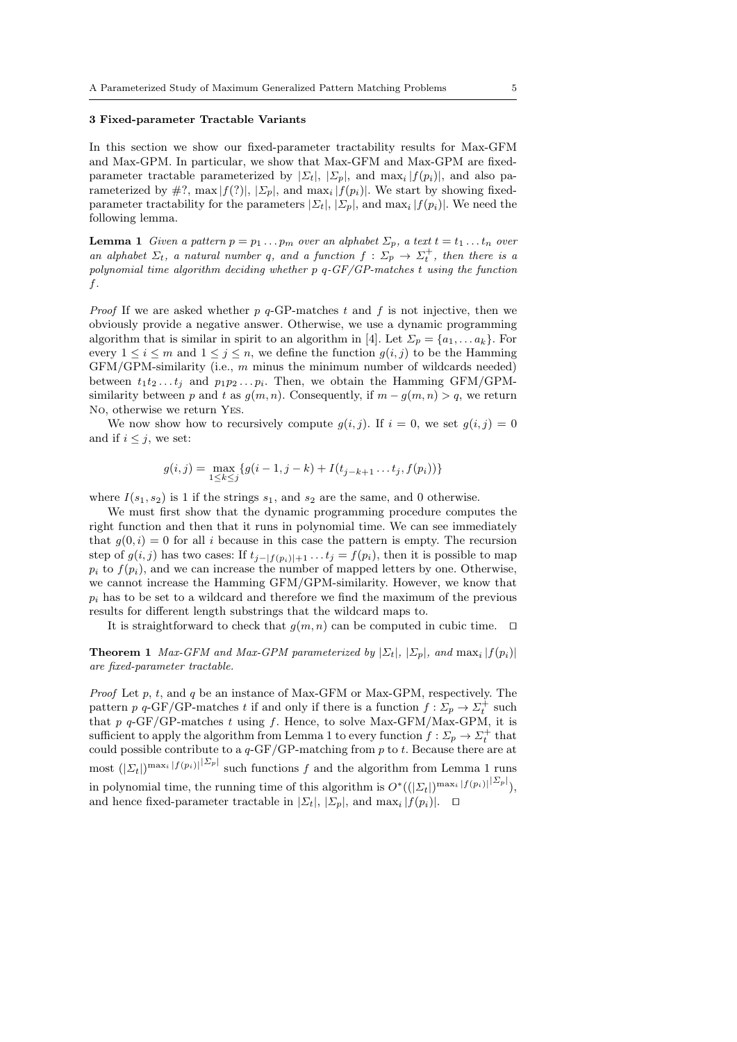### 3 Fixed-parameter Tractable Variants

In this section we show our fixed-parameter tractability results for Max-GFM and Max-GPM. In particular, we show that Max-GFM and Max-GPM are fixed-parameter tractable parameterized by $|\Sigma_t|$, $|\Sigma_p|$, and $\max_i |f(p_i)|$, and also parameterized by $\#?$, $\max |f(?)|$, $|\Sigma_p|$, and $\max_i |f(p_i)|$. We start by showing fixed-parameter tractability for the parameters $|\Sigma_t|$, $|\Sigma_p|$, and $\max_i |f(p_i)|$. We need the following lemma.

**Lemma 1** *Given a pattern $p = p_1 \dots p_m$ over an alphabet $\Sigma_p$, a text $t = t_1 \dots t_n$ over an alphabet $\Sigma_t$, a natural number $q$, and a function $f : \Sigma_p \to \Sigma_t^+$, then there is a polynomial time algorithm deciding whether $p$ $q$-GF/GP-matches $t$ using the function $f$.*

*Proof* If we are asked whether $p$ $q$-GP-matches $t$ and $f$ is not injective, then we obviously provide a negative answer. Otherwise, we use a dynamic programming algorithm that is similar in spirit to an algorithm in [4]. Let $\Sigma_p = \{a_1, \dots a_k\}$. For every $1 \leq i \leq m$ and $1 \leq j \leq n$, we define the function $g(i, j)$ to be the Hamming GFM/GPM-similarity (i.e., $m$ minus the minimum number of wildcards needed) between $t_1 t_2 \dots t_j$ and $p_1 p_2 \dots p_i$. Then, we obtain the Hamming GFM/GPM-similarity between $p$ and $t$ as $g(m, n)$. Consequently, if $m - g(m, n) > q$, we return No, otherwise we return Yes.

We now show how to recursively compute $g(i, j)$. If $i = 0$, we set $g(i, j) = 0$ and if $i \leq j$, we set:

$$g(i, j) = \max_{1 \leq k \leq j} \{g(i-1, j-k) + I(t_{j-k+1} \dots t_j, f(p_i))\}$$

where $I(s_1, s_2)$ is 1 if the strings $s_1$, and $s_2$ are the same, and 0 otherwise.

We must first show that the dynamic programming procedure computes the right function and then that it runs in polynomial time. We can see immediately that $g(0, i) = 0$ for all $i$ because in this case the pattern is empty. The recursion step of $g(i, j)$ has two cases: If $t_{j-|f(p_i)|+1} \dots t_j = f(p_i)$, then it is possible to map $p_i$ to $f(p_i)$, and we can increase the number of mapped letters by one. Otherwise, we cannot increase the Hamming GFM/GPM-similarity. However, we know that $p_i$ has to be set to a wildcard and therefore we find the maximum of the previous results for different length substrings that the wildcard maps to.

It is straightforward to check that $g(m, n)$ can be computed in cubic time. $\square$

**Theorem 1** *Max-GFM and Max-GPM parameterized by $|\Sigma_t|$, $|\Sigma_p|$, and $\max_i |f(p_i)|$ are fixed-parameter tractable.*

*Proof* Let $p$, $t$, and $q$ be an instance of Max-GFM or Max-GPM, respectively. The pattern $p$ $q$-GF/GP-matches $t$ if and only if there is a function $f : \Sigma_p \to \Sigma_t^+$ such that $p$ $q$-GF/GP-matches $t$ using $f$. Hence, to solve Max-GFM/Max-GPM, it is sufficient to apply the algorithm from Lemma 1 to every function $f : \Sigma_p \to \Sigma_t^+$ that could possible contribute to a $q$-GF/GP-matching from $p$ to $t$. Because there are at most $(|\Sigma_t|)^{\max_i |f(p_i)|^{|\Sigma_p|}}$ such functions $f$ and the algorithm from Lemma 1 runs in polynomial time, the running time of this algorithm is $O^*((|\Sigma_t|)^{\max_i |f(p_i)|^{|\Sigma_p|}})$, and hence fixed-parameter tractable in $|\Sigma_t|$, $|\Sigma_p|$, and $\max_i |f(p_i)|$. $\square$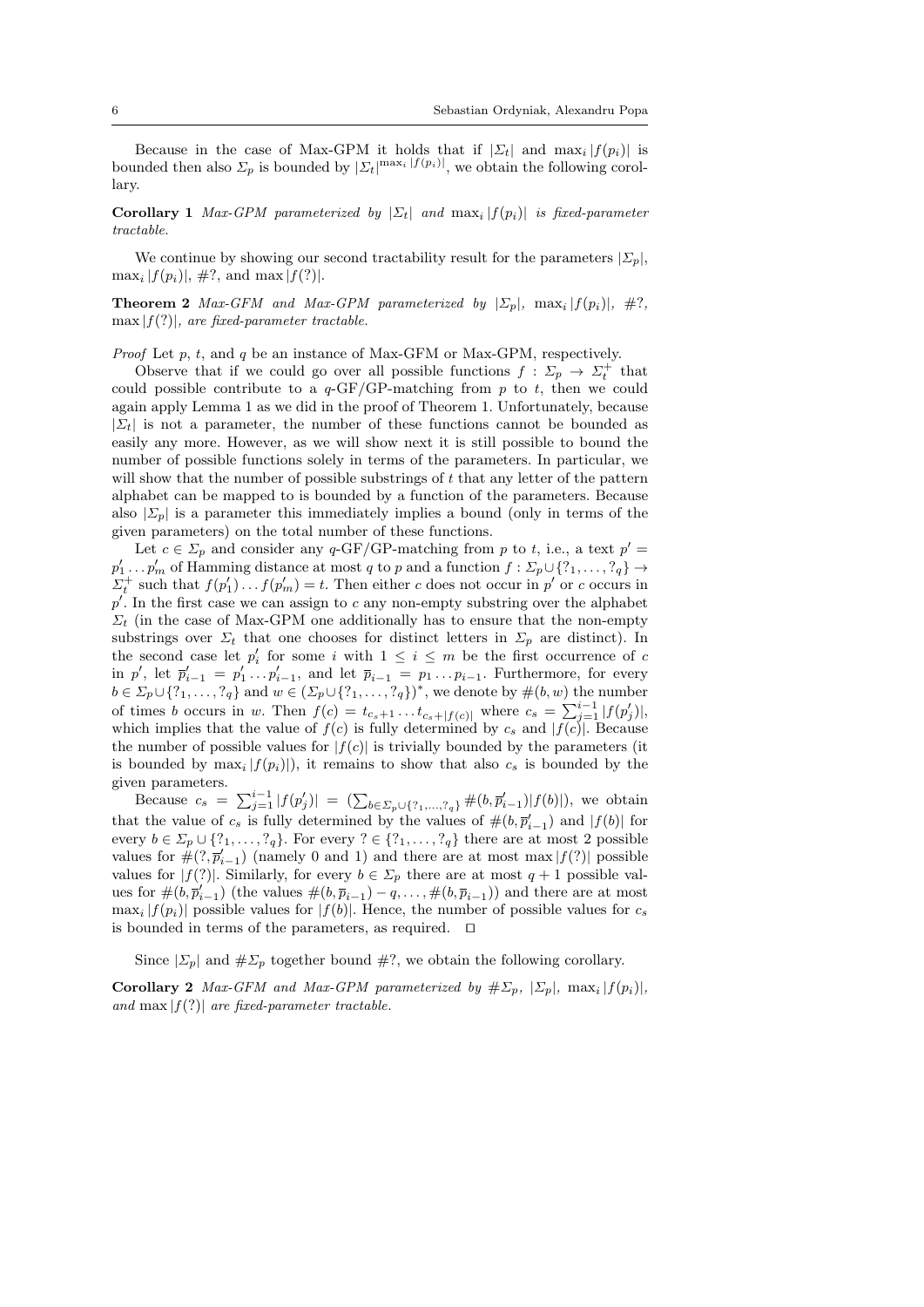Because in the case of Max-GPM it holds that if $|\Sigma_t|$ and $\max_i |f(p_i)|$ is bounded then also $\Sigma_p$ is bounded by $|\Sigma_t|^{\max_i |f(p_i)|}$, we obtain the following corollary.

**Corollary 1** *Max-GPM parameterized by $|\Sigma_t|$ and $\max_i |f(p_i)|$ is fixed-parameter tractable.*

We continue by showing our second tractability result for the parameters $|\Sigma_p|$, $\max_i |f(p_i)|$, $\#?$, and $\max |f(?)|$.

**Theorem 2** *Max-GFM and Max-GPM parameterized by $|\Sigma_p|$, $\max_i |f(p_i)|$, $\#?$, $\max |f(?)|$, are fixed-parameter tractable.*

*Proof* Let $p$, $t$, and $q$ be an instance of Max-GFM or Max-GPM, respectively.

Observe that if we could go over all possible functions $f : \Sigma_p \to \Sigma_t^+$ that could possible contribute to a $q$-GF/GP-matching from $p$ to $t$, then we could again apply Lemma 1 as we did in the proof of Theorem 1. Unfortunately, because $|\Sigma_t|$ is not a parameter, the number of these functions cannot be bounded as easily any more. However, as we will show next it is still possible to bound the number of possible functions solely in terms of the parameters. In particular, we will show that the number of possible substrings of $t$ that any letter of the pattern alphabet can be mapped to is bounded by a function of the parameters. Because also $|\Sigma_p|$ is a parameter this immediately implies a bound (only in terms of the given parameters) on the total number of these functions.

Let $c \in \Sigma_p$ and consider any $q$-GF/GP-matching from $p$ to $t$, i.e., a text $p' = p'_1 \dots p'_m$ of Hamming distance at most $q$ to $p$ and a function $f : \Sigma_p \cup \{?_1, \dots, ?_q\} \to \Sigma_t^+$ such that $f(p'_1) \dots f(p'_m) = t$. Then either $c$ does not occur in $p'$ or $c$ occurs in $p'$. In the first case we can assign to $c$ any non-empty substring over the alphabet $\Sigma_t$ (in the case of Max-GPM one additionally has to ensure that the non-empty substrings over $\Sigma_t$ that one chooses for distinct letters in $\Sigma_p$ are distinct). In the second case let $p'_i$ for some $i$ with $1 \leq i \leq m$ be the first occurrence of $c$ in $p'$, let $\overline{p}'_{i-1} = p'_1 \dots p'_{i-1}$, and let $\overline{p}_{i-1} = p_1 \dots p_{i-1}$. Furthermore, for every $b \in \Sigma_p \cup \{?_1, \dots, ?_q\}$ and $w \in (\Sigma_p \cup \{?_1, \dots, ?_q\})^*$, we denote by $\#(b, w)$ the number of times $b$ occurs in $w$. Then $f(c) = t_{c_s+1} \dots t_{c_s+|f(c)|}$ where $c_s = \sum_{j=1}^{i-1} |f(p'_j)|$, which implies that the value of $f(c)$ is fully determined by $c_s$ and $|f(c)|$. Because the number of possible values for $|f(c)|$ is trivially bounded by the parameters (it is bounded by $\max_i |f(p_i)|$), it remains to show that also $c_s$ is bounded by the given parameters.

Because $c_s = \sum_{j=1}^{i-1} |f(p'_j)| = (\sum_{b \in \Sigma_p \cup \{?_1,\dots,?_q\}} \#(b, \overline{p}'_{i-1}) |f(b)|)$, we obtain that the value of $c_s$ is fully determined by the values of $\#(b, \overline{p}'_{i-1})$ and $|f(b)|$ for every $b \in \Sigma_p \cup \{?_1, \dots, ?_q\}$. For every $? \in \{?_1, \dots, ?_q\}$ there are at most 2 possible values for $\#(?, \overline{p}'_{i-1})$ (namely 0 and 1) and there are at most $\max |f(?)|$ possible values for $|f(?)|$. Similarly, for every $b \in \Sigma_p$ there are at most $q+1$ possible values for $\#(b, \overline{p}'_{i-1})$ (the values $\#(b, \overline{p}_{i-1}) - q, \dots, \#(b, \overline{p}_{i-1})$) and there are at most $\max_i |f(p_i)|$ possible values for $|f(b)|$. Hence, the number of possible values for $c_s$ is bounded in terms of the parameters, as required. $\square$

Since $|\Sigma_p|$ and $\#\Sigma_p$ together bound $\#?$, we obtain the following corollary.

**Corollary 2** *Max-GFM and Max-GPM parameterized by $\#\Sigma_p$, $|\Sigma_p|$, $\max_i |f(p_i)|$, and $\max |f(?)|$ are fixed-parameter tractable.*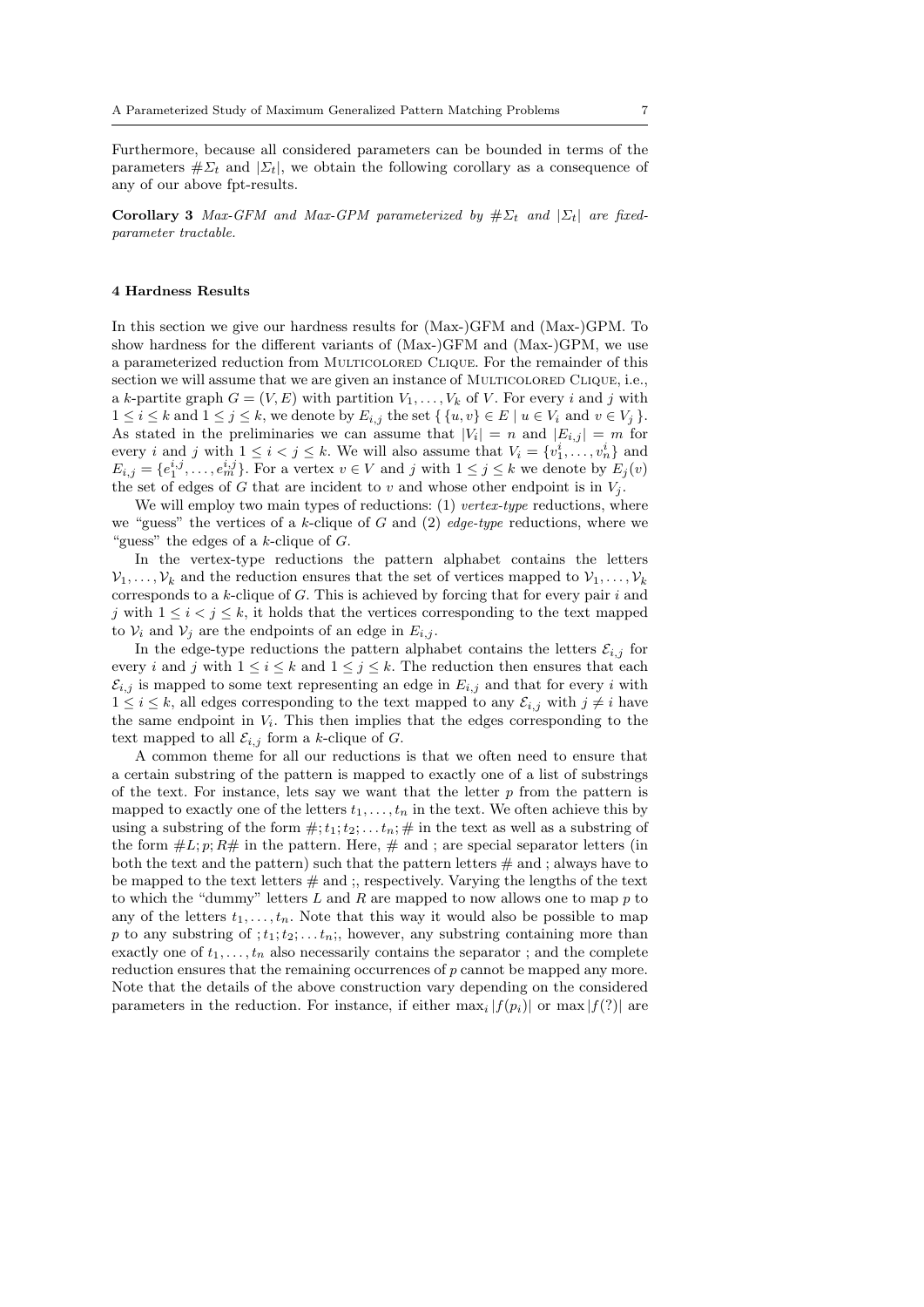Furthermore, because all considered parameters can be bounded in terms of the parameters $\#\Sigma_t$ and $|\Sigma_t|$, we obtain the following corollary as a consequence of any of our above fpt-results.

**Corollary 3** *Max-GFM and Max-GPM parameterized by $\#\Sigma_t$ and $|\Sigma_t|$ are fixed-parameter tractable.*

## 4 Hardness Results

In this section we give our hardness results for (Max-)GFM and (Max-)GPM. To show hardness for the different variants of (Max-)GFM and (Max-)GPM, we use a parameterized reduction from Multicolored Clique. For the remainder of this section we will assume that we are given an instance of Multicolored Clique, i.e., a $k$-partite graph $G = (V, E)$ with partition $V_1, \dots, V_k$ of $V$. For every $i$ and $j$ with $1 \leq i \leq k$ and $1 \leq j \leq k$, we denote by $E_{i,j}$ the set $\{\, \{u, v\} \in E \mid u \in V_i \text{ and } v \in V_j \,\}$. As stated in the preliminaries we can assume that $|V_i| = n$ and $|E_{i,j}| = m$ for every $i$ and $j$ with $1 \leq i < j \leq k$. We will also assume that $V_i = \{v_1^i, \dots, v_n^i\}$ and $E_{i,j} = \{e_1^{i,j}, \dots, e_m^{i,j}\}$. For a vertex $v \in V$ and $j$ with $1 \leq j \leq k$ we denote by $E_j(v)$ the set of edges of $G$ that are incident to $v$ and whose other endpoint is in $V_j$.

We will employ two main types of reductions: (1) *vertex-type* reductions, where we "guess" the vertices of a $k$-clique of $G$ and (2) *edge-type* reductions, where we "guess" the edges of a $k$-clique of $G$.

In the vertex-type reductions the pattern alphabet contains the letters $\mathcal{V}_1, \dots, \mathcal{V}_k$ and the reduction ensures that the set of vertices mapped to $\mathcal{V}_1, \dots, \mathcal{V}_k$ corresponds to a $k$-clique of $G$. This is achieved by forcing that for every pair $i$ and $j$ with $1 \leq i < j \leq k$, it holds that the vertices corresponding to the text mapped to $\mathcal{V}_i$ and $\mathcal{V}_j$ are the endpoints of an edge in $E_{i,j}$.

In the edge-type reductions the pattern alphabet contains the letters $\mathcal{E}_{i,j}$ for every $i$ and $j$ with $1 \leq i \leq k$ and $1 \leq j \leq k$. The reduction then ensures that each $\mathcal{E}_{i,j}$ is mapped to some text representing an edge in $E_{i,j}$ and that for every $i$ with $1 \leq i \leq k$, all edges corresponding to the text mapped to any $\mathcal{E}_{i,j}$ with $j \neq i$ have the same endpoint in $V_i$. This then implies that the edges corresponding to the text mapped to all $\mathcal{E}_{i,j}$ form a $k$-clique of $G$.

A common theme for all our reductions is that we often need to ensure that a certain substring of the pattern is mapped to exactly one of a list of substrings of the text. For instance, lets say we want that the letter $p$ from the pattern is mapped to exactly one of the letters $t_1, \dots, t_n$ in the text. We often achieve this by using a substring of the form $\#; t_1; t_2; \dots t_n; \#$ in the text as well as a substring of the form $\#L; p; R\#$ in the pattern. Here, $\#$ and ; are special separator letters (in both the text and the pattern) such that the pattern letters $\#$ and ; always have to be mapped to the text letters $\#$ and ;, respectively. Varying the lengths of the text to which the "dummy" letters $L$ and $R$ are mapped to now allows one to map $p$ to any of the letters $t_1, \dots, t_n$. Note that this way it would also be possible to map $p$ to any substring of $; t_1; t_2; \dots t_n;$, however, any substring containing more than exactly one of $t_1, \dots, t_n$ also necessarily contains the separator ; and the complete reduction ensures that the remaining occurrences of $p$ cannot be mapped any more. Note that the details of the above construction vary depending on the considered parameters in the reduction. For instance, if either $\max_i |f(p_i)|$ or $\max |f(?)|$ are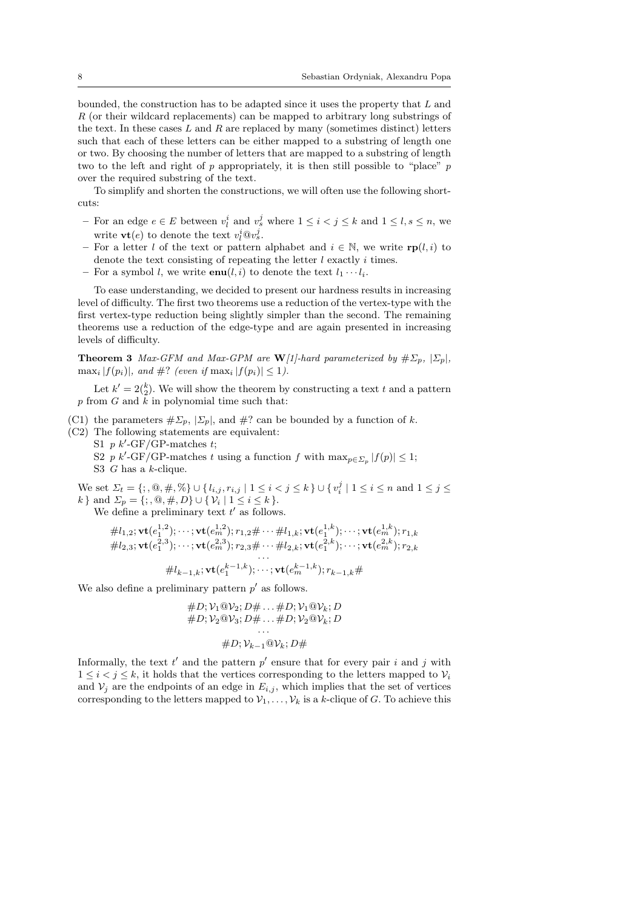bounded, the construction has to be adapted since it uses the property that $L$ and $R$ (or their wildcard replacements) can be mapped to arbitrary long substrings of the text. In these cases $L$ and $R$ are replaced by many (sometimes distinct) letters such that each of these letters can be either mapped to a substring of length one or two. By choosing the number of letters that are mapped to a substring of length two to the left and right of $p$ appropriately, it is then still possible to "place" $p$ over the required substring of the text.

To simplify and shorten the constructions, we will often use the following shortcuts:

- For an edge $e \in E$ between $v_l^i$ and $v_s^j$ where $1 \le i < j \le k$ and $1 \le l, s \le n$, we write $\mathbf{vt}(e)$ to denote the text $v_l^i@v_s^j$.
- For a letter $l$ of the text or pattern alphabet and $i \in \mathbb{N}$, we write $\mathbf{rp}(l, i)$ to denote the text consisting of repeating the letter $l$ exactly $i$ times.
- For a symbol $l$, we write $\mathbf{enu}(l, i)$ to denote the text $l_1 \cdots l_i$.

To ease understanding, we decided to present our hardness results in increasing level of difficulty. The first two theorems use a reduction of the vertex-type with the first vertex-type reduction being slightly simpler than the second. The remaining theorems use a reduction of the edge-type and are again presented in increasing levels of difficulty.

**Theorem 3** *Max-GFM and Max-GPM are* **W***[1]-hard parameterized by* $\#\Sigma_p$*,* $|\Sigma_p|$*,* $\max_i |f(p_i)|$*, and* $\#?$ *(even if* $\max_i |f(p_i)| \le 1$*).*

Let $k' = 2\binom{k}{2}$. We will show the theorem by constructing a text $t$ and a pattern $p$ from $G$ and $k$ in polynomial time such that:

(C1) the parameters $\#\Sigma_p$, $|\Sigma_p|$, and $\#?$ can be bounded by a function of $k$.

(C2) The following statements are equivalent:

S1 $p$ $k'$-GF/GP-matches $t$;

S2 $p$ $k'$-GF/GP-matches $t$ using a function $f$ with $\max_{p \in \Sigma_p} |f(p)| \le 1$;

S3 $G$ has a $k$-clique.

We set $\Sigma_t = \{;, @, \#, \%\} \cup \{\, l_{i,j}, r_{i,j} \mid 1 \le i < j \le k \,\} \cup \{\, v_i^j \mid 1 \le i \le n \text{ and } 1 \le j \le k \,\}$ and $\Sigma_p = \{;, @, \#, D\} \cup \{\, \mathcal{V}_i \mid 1 \le i \le k \,\}$.

We define a preliminary text $t'$ as follows.

$$
\begin{gathered}
\#l_{1,2};\mathbf{vt}(e_1^{1,2});\cdots;\mathbf{vt}(e_m^{1,2});r_{1,2}\#\cdots\#l_{1,k};\mathbf{vt}(e_1^{1,k});\cdots;\mathbf{vt}(e_m^{1,k});r_{1,k}\\
\#l_{2,3};\mathbf{vt}(e_1^{2,3});\cdots;\mathbf{vt}(e_m^{2,3});r_{2,3}\#\cdots\#l_{2,k};\mathbf{vt}(e_1^{2,k});\cdots;\mathbf{vt}(e_m^{2,k});r_{2,k}\\
\cdots\\
\#l_{k-1,k};\mathbf{vt}(e_1^{k-1,k});\cdots;\mathbf{vt}(e_m^{k-1,k});r_{k-1,k}\#
\end{gathered}
$$

We also define a preliminary pattern $p'$ as follows.

$$
\begin{gathered}
\#D;\mathcal{V}_1@\mathcal{V}_2;D\#\ldots\#D;\mathcal{V}_1@\mathcal{V}_k;D\\
\#D;\mathcal{V}_2@\mathcal{V}_3;D\#\ldots\#D;\mathcal{V}_2@\mathcal{V}_k;D\\
\cdots\\
\#D;\mathcal{V}_{k-1}@\mathcal{V}_k;D\#
\end{gathered}
$$

Informally, the text $t'$ and the pattern $p'$ ensure that for every pair $i$ and $j$ with $1 \le i < j \le k$, it holds that the vertices corresponding to the letters mapped to $\mathcal{V}_i$ and $\mathcal{V}_j$ are the endpoints of an edge in $E_{i,j}$, which implies that the set of vertices corresponding to the letters mapped to $\mathcal{V}_1, \ldots, \mathcal{V}_k$ is a $k$-clique of $G$. To achieve this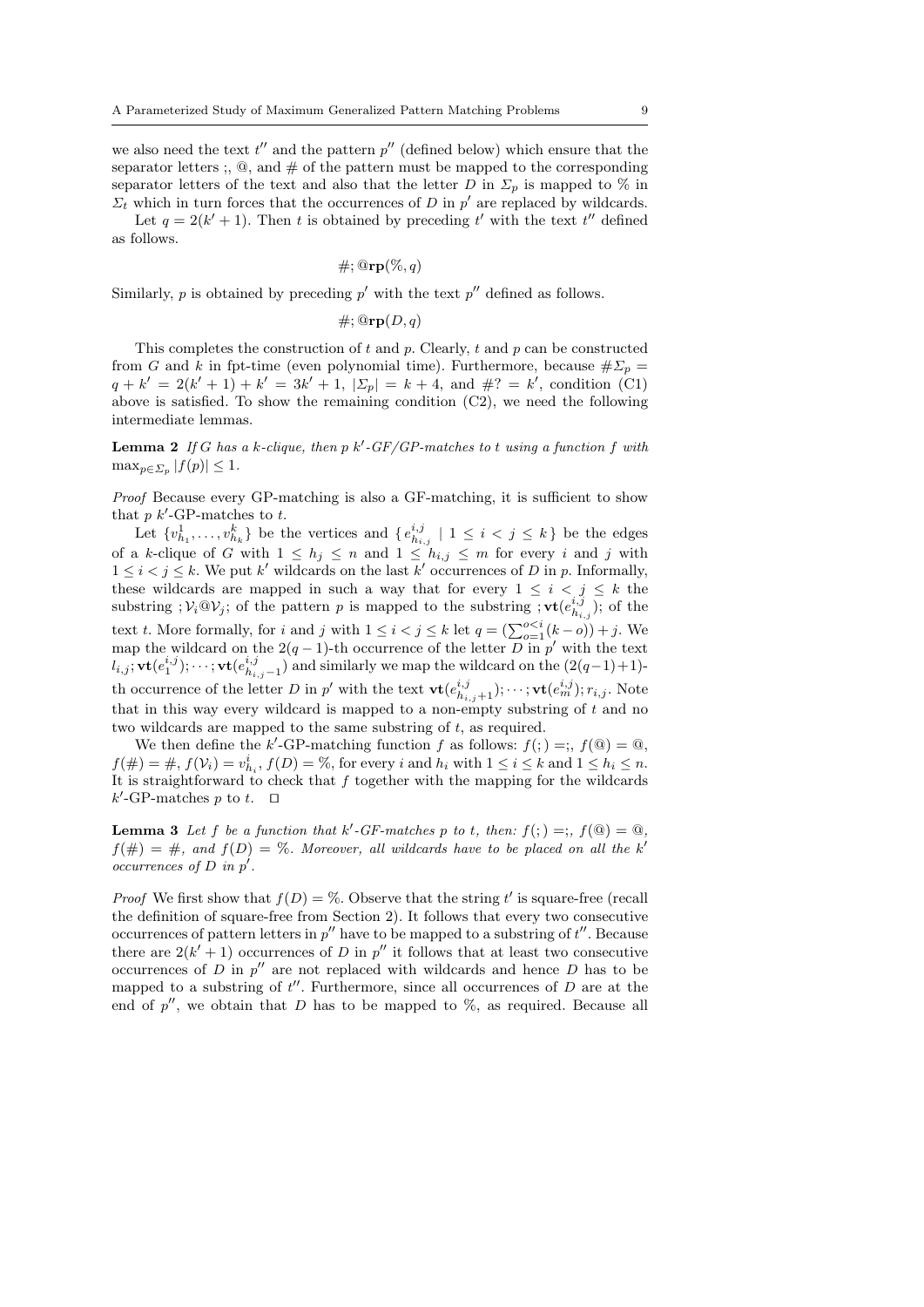we also need the text $t''$ and the pattern $p''$ (defined below) which ensure that the separator letters ;, @, and # of the pattern must be mapped to the corresponding separator letters of the text and also that the letter $D$ in $\Sigma_p$ is mapped to % in $\Sigma_t$ which in turn forces that the occurrences of $D$ in $p'$ are replaced by wildcards.

Let $q = 2(k'+1)$. Then $t$ is obtained by preceding $t'$ with the text $t''$ defined as follows.

$$\#;@\mathbf{rp}(\%, q)$$

Similarly, $p$ is obtained by preceding $p'$ with the text $p''$ defined as follows.

$$\#;@\mathbf{rp}(D, q)$$

This completes the construction of $t$ and $p$. Clearly, $t$ and $p$ can be constructed from $G$ and $k$ in fpt-time (even polynomial time). Furthermore, because $\#\Sigma_p = q + k' = 2(k'+1) + k' = 3k'+1$, $|\Sigma_p| = k+4$, and $\#? = k'$, condition (C1) above is satisfied. To show the remaining condition (C2), we need the following intermediate lemmas.

**Lemma 2** *If $G$ has a $k$-clique, then $p$ $k'$-GF/GP-matches to $t$ using a function $f$ with $\max_{p \in \Sigma_p} |f(p)| \leq 1$.*

*Proof* Because every GP-matching is also a GF-matching, it is sufficient to show that $p$ $k'$-GP-matches to $t$.

Let $\{v^1_{h_1}, \ldots, v^k_{h_k}\}$ be the vertices and $\{ e^{i,j}_{h_{i,j}} \mid 1 \leq i < j \leq k \}$ be the edges of a $k$-clique of $G$ with $1 \leq h_j \leq n$ and $1 \leq h_{i,j} \leq m$ for every $i$ and $j$ with $1 \leq i < j \leq k$. We put $k'$ wildcards on the last $k'$ occurrences of $D$ in $p$. Informally, these wildcards are mapped in such a way that for every $1 \leq i < j \leq k$ the substring $;\mathcal{V}_i@\mathcal{V}_j;$ of the pattern $p$ is mapped to the substring $;\mathbf{vt}(e^{i,j}_{h_{i,j}});$ of the text $t$. More formally, for $i$ and $j$ with $1 \leq i < j \leq k$ let $q = (\sum_{o=1}^{o<i}(k-o)) + j$. We map the wildcard on the $2(q-1)$-th occurrence of the letter $D$ in $p'$ with the text $l_{i,j};\mathbf{vt}(e^{i,j}_1);\cdots;\mathbf{vt}(e^{i,j}_{h_{i,j}-1})$ and similarly we map the wildcard on the $(2(q-1)+1)$-th occurrence of the letter $D$ in $p'$ with the text $\mathbf{vt}(e^{i,j}_{h_{i,j}+1});\cdots;\mathbf{vt}(e^{i,j}_m);r_{i,j}$. Note that in this way every wildcard is mapped to a non-empty substring of $t$ and no two wildcards are mapped to the same substring of $t$, as required.

We then define the $k'$-GP-matching function $f$ as follows: $f(;) =;$, $f(@) = @$, $f(\#) = \#$, $f(\mathcal{V}_i) = v^i_{h_i}$, $f(D) = \%$, for every $i$ and $h_i$ with $1 \leq i \leq k$ and $1 \leq h_i \leq n$. It is straightforward to check that $f$ together with the mapping for the wildcards $k'$-GP-matches $p$ to $t$. $\square$

**Lemma 3** *Let $f$ be a function that $k'$-GF-matches $p$ to $t$, then: $f(;) =;$, $f(@) = @$, $f(\#) = \#$, and $f(D) = \%$. Moreover, all wildcards have to be placed on all the $k'$ occurrences of $D$ in $p'$.*

*Proof* We first show that $f(D) = \%$. Observe that the string $t'$ is square-free (recall the definition of square-free from Section 2). It follows that every two consecutive occurrences of pattern letters in $p''$ have to be mapped to a substring of $t''$. Because there are $2(k'+1)$ occurrences of $D$ in $p''$ it follows that at least two consecutive occurrences of $D$ in $p''$ are not replaced with wildcards and hence $D$ has to be mapped to a substring of $t''$. Furthermore, since all occurrences of $D$ are at the end of $p''$, we obtain that $D$ has to be mapped to %, as required. Because all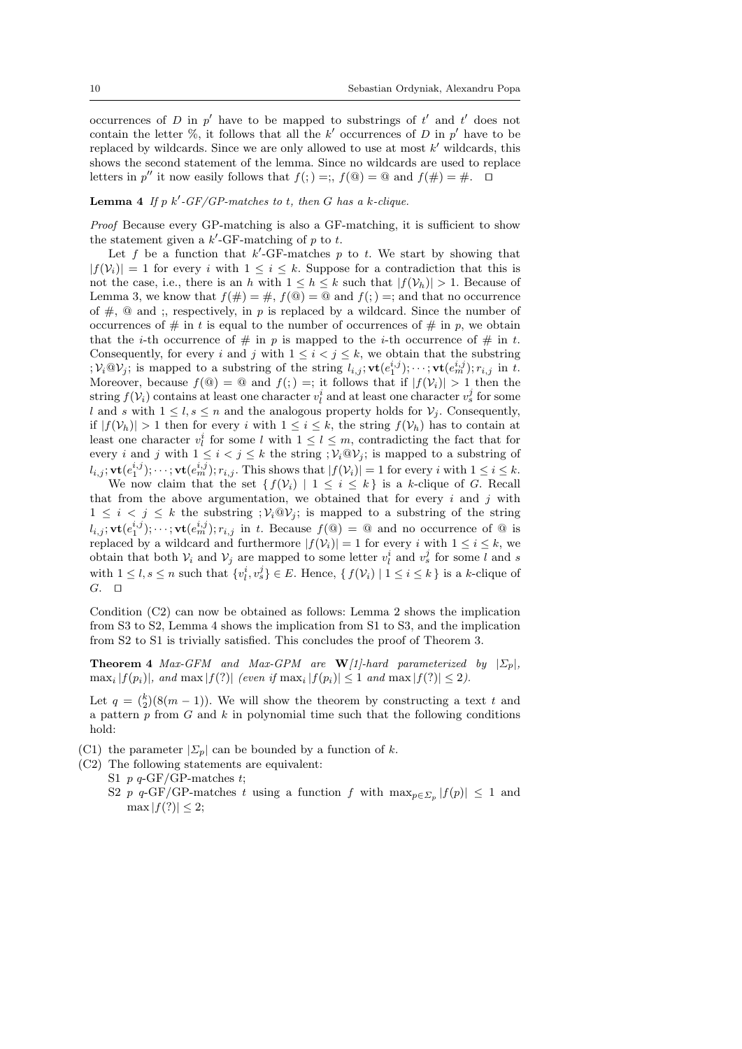occurrences of $D$ in $p'$ have to be mapped to substrings of $t'$ and $t'$ does not contain the letter %, it follows that all the $k'$ occurrences of $D$ in $p'$ have to be replaced by wildcards. Since we are only allowed to use at most $k'$ wildcards, this shows the second statement of the lemma. Since no wildcards are used to replace letters in $p''$ it now easily follows that $f(;) =;$, $f(@) = @$ and $f(\#) = \#$. $\square$

**Lemma 4** *If $p$ $k'$-GF/GP-matches to $t$, then $G$ has a $k$-clique.*

*Proof* Because every GP-matching is also a GF-matching, it is sufficient to show the statement given a $k'$-GF-matching of $p$ to $t$.

Let $f$ be a function that $k'$-GF-matches $p$ to $t$. We start by showing that $|f(\mathcal{V}_i)| = 1$ for every $i$ with $1 \leq i \leq k$. Suppose for a contradiction that this is not the case, i.e., there is an $h$ with $1 \leq h \leq k$ such that $|f(\mathcal{V}_h)| > 1$. Because of Lemma 3, we know that $f(\#) = \#$, $f(@) = @$ and $f(;) =;$ and that no occurrence of $\#$, $@$ and ;, respectively, in $p$ is replaced by a wildcard. Since the number of occurrences of $\#$ in $t$ is equal to the number of occurrences of $\#$ in $p$, we obtain that the $i$-th occurrence of $\#$ in $p$ is mapped to the $i$-th occurrence of $\#$ in $t$. Consequently, for every $i$ and $j$ with $1 \leq i < j \leq k$, we obtain that the substring $;\mathcal{V}_i@\mathcal{V}_j;$ is mapped to a substring of the string $l_{i,j};\mathbf{vt}(e_1^{i,j});\cdots;\mathbf{vt}(e_m^{i,j});r_{i,j}$ in $t$. Moreover, because $f(@) = @$ and $f(;) =;$ it follows that if $|f(\mathcal{V}_i)| > 1$ then the string $f(\mathcal{V}_i)$ contains at least one character $v_l^i$ and at least one character $v_s^j$ for some $l$ and $s$ with $1 \leq l, s \leq n$ and the analogous property holds for $\mathcal{V}_j$. Consequently, if $|f(\mathcal{V}_h)| > 1$ then for every $i$ with $1 \leq i \leq k$, the string $f(\mathcal{V}_h)$ has to contain at least one character $v_l^i$ for some $l$ with $1 \leq l \leq m$, contradicting the fact that for every $i$ and $j$ with $1 \leq i < j \leq k$ the string $;\mathcal{V}_i@\mathcal{V}_j;$ is mapped to a substring of $l_{i,j};\mathbf{vt}(e_1^{i,j});\cdots;\mathbf{vt}(e_m^{i,j});r_{i,j}$. This shows that $|f(\mathcal{V}_i)| = 1$ for every $i$ with $1 \leq i \leq k$.

We now claim that the set $\{ f(\mathcal{V}_i) \mid 1 \leq i \leq k \}$ is a $k$-clique of $G$. Recall that from the above argumentation, we obtained that for every $i$ and $j$ with $1 \leq i < j \leq k$ the substring $;\mathcal{V}_i@\mathcal{V}_j;$ is mapped to a substring of the string $l_{i,j};\mathbf{vt}(e_1^{i,j});\cdots;\mathbf{vt}(e_m^{i,j});r_{i,j}$ in $t$. Because $f(@) = @$ and no occurrence of $@$ is replaced by a wildcard and furthermore $|f(\mathcal{V}_i)| = 1$ for every $i$ with $1 \leq i \leq k$, we obtain that both $\mathcal{V}_i$ and $\mathcal{V}_j$ are mapped to some letter $v_l^i$ and $v_s^j$ for some $l$ and $s$ with $1 \leq l, s \leq n$ such that $\{v_l^i, v_s^j\} \in E$. Hence, $\{ f(\mathcal{V}_i) \mid 1 \leq i \leq k \}$ is a $k$-clique of $G$. $\square$

Condition (C2) can now be obtained as follows: Lemma 2 shows the implication from S3 to S2, Lemma 4 shows the implication from S1 to S3, and the implication from S2 to S1 is trivially satisfied. This concludes the proof of Theorem 3.

**Theorem 4** *Max-GFM and Max-GPM are* **W***[1]-hard parameterized by $|\Sigma_p|$, $\max_i |f(p_i)|$, and $\max |f(?)|$ (even if $\max_i |f(p_i)| \leq 1$ and $\max |f(?)| \leq 2$).*

Let $q = \binom{k}{2}(8(m-1))$. We will show the theorem by constructing a text $t$ and a pattern $p$ from $G$ and $k$ in polynomial time such that the following conditions hold:

- (C1) the parameter $|\Sigma_p|$ can be bounded by a function of $k$.
- (C2) The following statements are equivalent:
  - S1 $p$ $q$-GF/GP-matches $t$;
  - S2 $p$ $q$-GF/GP-matches $t$ using a function $f$ with $\max_{p \in \Sigma_p} |f(p)| \leq 1$ and $\max |f(?)| \leq 2$;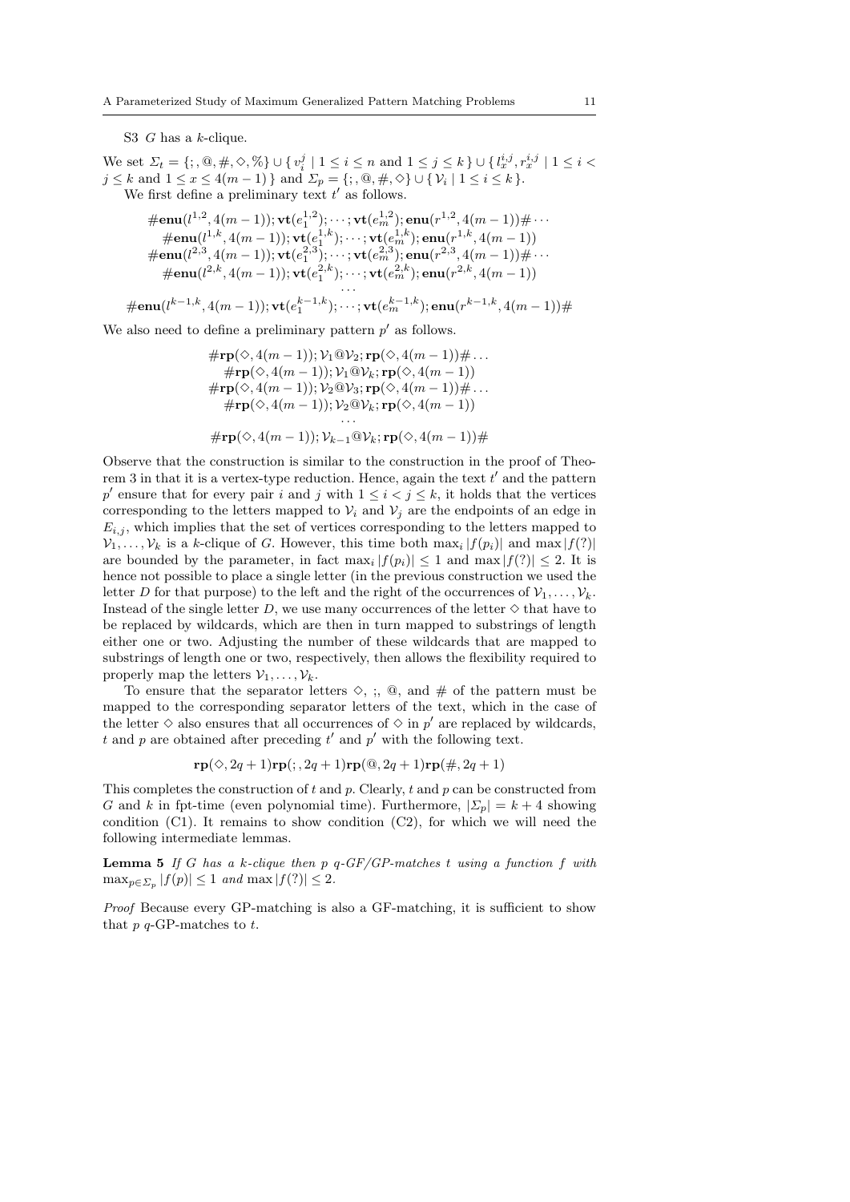S3 $G$ has a $k$-clique.

We set $\Sigma_t = \{;, @, \#, \diamond, \%\} \cup \{\, v_i^j \mid 1 \leq i \leq n \text{ and } 1 \leq j \leq k \,\} \cup \{\, l_x^{i,j}, r_x^{i,j} \mid 1 \leq i < j \leq k \text{ and } 1 \leq x \leq 4(m-1) \,\}$ and $\Sigma_p = \{;, @, \#, \diamond\} \cup \{\, \mathcal{V}_i \mid 1 \leq i \leq k \,\}$.

We first define a preliminary text $t'$ as follows.

$$
\begin{gathered}
\#\mathbf{enu}(l^{1,2}, 4(m-1)); \mathbf{vt}(e_1^{1,2}); \cdots; \mathbf{vt}(e_m^{1,2}); \mathbf{enu}(r^{1,2}, 4(m-1))\# \cdots \\
\#\mathbf{enu}(l^{1,k}, 4(m-1)); \mathbf{vt}(e_1^{1,k}); \cdots; \mathbf{vt}(e_m^{1,k}); \mathbf{enu}(r^{1,k}, 4(m-1)) \\
\#\mathbf{enu}(l^{2,3}, 4(m-1)); \mathbf{vt}(e_1^{2,3}); \cdots; \mathbf{vt}(e_m^{2,3}); \mathbf{enu}(r^{2,3}, 4(m-1))\# \cdots \\
\#\mathbf{enu}(l^{2,k}, 4(m-1)); \mathbf{vt}(e_1^{2,k}); \cdots; \mathbf{vt}(e_m^{2,k}); \mathbf{enu}(r^{2,k}, 4(m-1)) \\
\cdots \\
\#\mathbf{enu}(l^{k-1,k}, 4(m-1)); \mathbf{vt}(e_1^{k-1,k}); \cdots; \mathbf{vt}(e_m^{k-1,k}); \mathbf{enu}(r^{k-1,k}, 4(m-1))\#
\end{gathered}
$$

We also need to define a preliminary pattern $p'$ as follows.

$$
\begin{gathered}
\#\mathbf{rp}(\diamond, 4(m-1)); \mathcal{V}_1 @ \mathcal{V}_2; \mathbf{rp}(\diamond, 4(m-1))\# \ldots \\
\#\mathbf{rp}(\diamond, 4(m-1)); \mathcal{V}_1 @ \mathcal{V}_k; \mathbf{rp}(\diamond, 4(m-1)) \\
\#\mathbf{rp}(\diamond, 4(m-1)); \mathcal{V}_2 @ \mathcal{V}_3; \mathbf{rp}(\diamond, 4(m-1))\# \ldots \\
\#\mathbf{rp}(\diamond, 4(m-1)); \mathcal{V}_2 @ \mathcal{V}_k; \mathbf{rp}(\diamond, 4(m-1)) \\
\cdots \\
\#\mathbf{rp}(\diamond, 4(m-1)); \mathcal{V}_{k-1} @ \mathcal{V}_k; \mathbf{rp}(\diamond, 4(m-1))\#
\end{gathered}
$$

Observe that the construction is similar to the construction in the proof of Theorem 3 in that it is a vertex-type reduction. Hence, again the text $t'$ and the pattern $p'$ ensure that for every pair $i$ and $j$ with $1 \leq i < j \leq k$, it holds that the vertices corresponding to the letters mapped to $\mathcal{V}_i$ and $\mathcal{V}_j$ are the endpoints of an edge in $E_{i,j}$, which implies that the set of vertices corresponding to the letters mapped to $\mathcal{V}_1, \ldots, \mathcal{V}_k$ is a $k$-clique of $G$. However, this time both $\max_i |f(p_i)|$ and $\max |f(?)|$ are bounded by the parameter, in fact $\max_i |f(p_i)| \leq 1$ and $\max |f(?)| \leq 2$. It is hence not possible to place a single letter (in the previous construction we used the letter $D$ for that purpose) to the left and the right of the occurrences of $\mathcal{V}_1, \ldots, \mathcal{V}_k$. Instead of the single letter $D$, we use many occurrences of the letter $\diamond$ that have to be replaced by wildcards, which are then in turn mapped to substrings of length either one or two. Adjusting the number of these wildcards that are mapped to substrings of length one or two, respectively, then allows the flexibility required to properly map the letters $\mathcal{V}_1, \ldots, \mathcal{V}_k$.

To ensure that the separator letters $\diamond$, ;, @, and # of the pattern must be mapped to the corresponding separator letters of the text, which in the case of the letter $\diamond$ also ensures that all occurrences of $\diamond$ in $p'$ are replaced by wildcards, $t$ and $p$ are obtained after preceding $t'$ and $p'$ with the following text.

$$
\mathbf{rp}(\diamond, 2q+1)\mathbf{rp}(;, 2q+1)\mathbf{rp}(@, 2q+1)\mathbf{rp}(\#, 2q+1)
$$

This completes the construction of $t$ and $p$. Clearly, $t$ and $p$ can be constructed from $G$ and $k$ in fpt-time (even polynomial time). Furthermore, $|\Sigma_p| = k + 4$ showing condition (C1). It remains to show condition (C2), for which we will need the following intermediate lemmas.

**Lemma 5** *If $G$ has a $k$-clique then $p$ $q$-GF/GP-matches $t$ using a function $f$ with $\max_{p \in \Sigma_p} |f(p)| \leq 1$ and $\max |f(?)| \leq 2$.*

*Proof* Because every GP-matching is also a GF-matching, it is sufficient to show that $p$ $q$-GP-matches to $t$.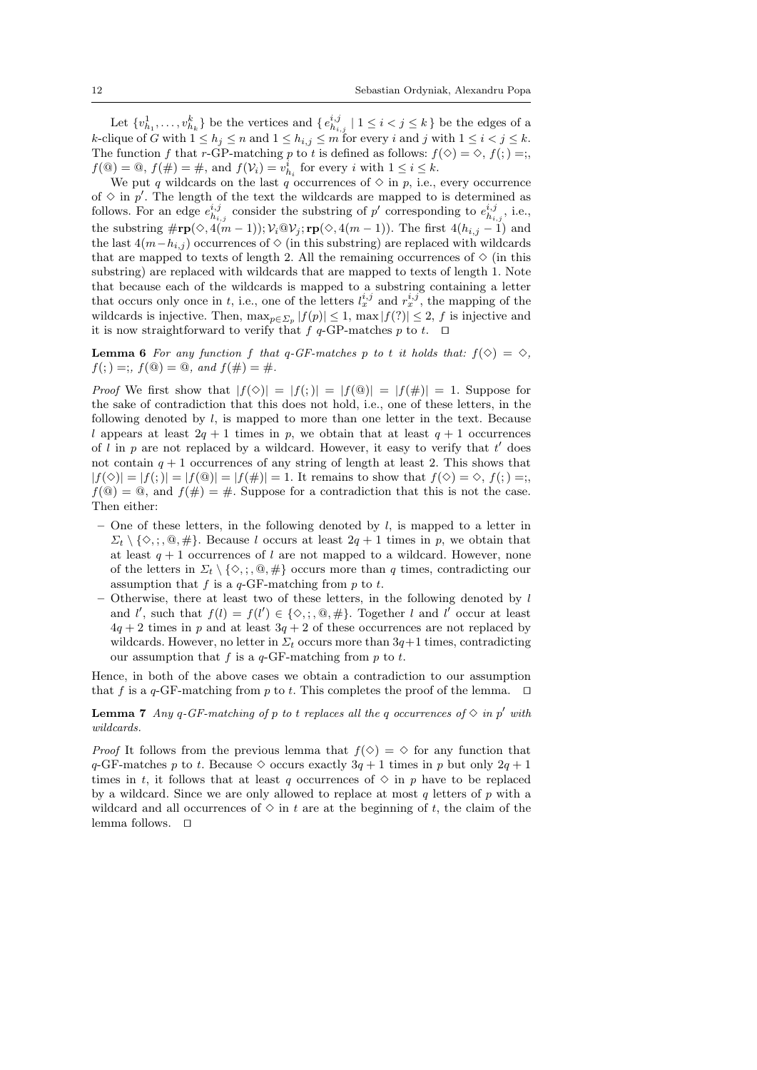Let $\{v^1_{h_1}, \ldots, v^k_{h_k}\}$ be the vertices and $\{ e^{i,j}_{h_{i,j}} \mid 1 \leq i < j \leq k \}$ be the edges of a $k$-clique of $G$ with $1 \leq h_j \leq n$ and $1 \leq h_{i,j} \leq m$ for every $i$ and $j$ with $1 \leq i < j \leq k$. The function $f$ that $r$-GP-matching $p$ to $t$ is defined as follows: $f(\diamond) = \diamond$, $f(;) =;$, $f(@) = @$, $f(\#) = \#$, and $f(\mathcal{V}_i) = v^i_{h_i}$ for every $i$ with $1 \leq i \leq k$.

We put $q$ wildcards on the last $q$ occurrences of $\diamond$ in $p$, i.e., every occurrence of $\diamond$ in $p'$. The length of the text the wildcards are mapped to is determined as follows. For an edge $e^{i,j}_{h_{i,j}}$ consider the substring of $p'$ corresponding to $e^{i,j}_{h_{i,j}}$, i.e., the substring $\#\mathbf{rp}(\diamond, 4(m-1)); \mathcal{V}_i @ \mathcal{V}_j; \mathbf{rp}(\diamond, 4(m-1))$. The first $4(h_{i,j}-1)$ and the last $4(m-h_{i,j})$ occurrences of $\diamond$ (in this substring) are replaced with wildcards that are mapped to texts of length 2. All the remaining occurrences of $\diamond$ (in this substring) are replaced with wildcards that are mapped to texts of length 1. Note that because each of the wildcards is mapped to a substring containing a letter that occurs only once in $t$, i.e., one of the letters $l^{i,j}_x$ and $r^{i,j}_x$, the mapping of the wildcards is injective. Then, $\max_{p \in \Sigma_p} |f(p)| \leq 1$, $\max |f(?)| \leq 2$, $f$ is injective and it is now straightforward to verify that $f$ $q$-GP-matches $p$ to $t$. $\square$

**Lemma 6** *For any function $f$ that $q$-GF-matches $p$ to $t$ it holds that: $f(\diamond) = \diamond$, $f(;) =;$, $f(@) = @$, and $f(\#) = \#$.*

*Proof* We first show that $|f(\diamond)| = |f(;)| = |f(@)| = |f(\#)| = 1$. Suppose for the sake of contradiction that this does not hold, i.e., one of these letters, in the following denoted by $l$, is mapped to more than one letter in the text. Because $l$ appears at least $2q+1$ times in $p$, we obtain that at least $q+1$ occurrences of $l$ in $p$ are not replaced by a wildcard. However, it easy to verify that $t'$ does not contain $q+1$ occurrences of any string of length at least 2. This shows that $|f(\diamond)| = |f(;)| = |f(@)| = |f(\#)| = 1$. It remains to show that $f(\diamond) = \diamond$, $f(;) =;$, $f(@) = @$, and $f(\#) = \#$. Suppose for a contradiction that this is not the case. Then either:

- One of these letters, in the following denoted by $l$, is mapped to a letter in $\Sigma_t \setminus \{\diamond, ;, @, \#\}$. Because $l$ occurs at least $2q+1$ times in $p$, we obtain that at least $q+1$ occurrences of $l$ are not mapped to a wildcard. However, none of the letters in $\Sigma_t \setminus \{\diamond, ;, @, \#\}$ occurs more than $q$ times, contradicting our assumption that $f$ is a $q$-GF-matching from $p$ to $t$.
- Otherwise, there at least two of these letters, in the following denoted by $l$ and $l'$, such that $f(l) = f(l') \in \{\diamond, ;, @, \#\}$. Together $l$ and $l'$ occur at least $4q+2$ times in $p$ and at least $3q+2$ of these occurrences are not replaced by wildcards. However, no letter in $\Sigma_t$ occurs more than $3q+1$ times, contradicting our assumption that $f$ is a $q$-GF-matching from $p$ to $t$.

Hence, in both of the above cases we obtain a contradiction to our assumption that $f$ is a $q$-GF-matching from $p$ to $t$. This completes the proof of the lemma. $\square$

**Lemma 7** *Any $q$-GF-matching of $p$ to $t$ replaces all the $q$ occurrences of $\diamond$ in $p'$ with wildcards.*

*Proof* It follows from the previous lemma that $f(\diamond) = \diamond$ for any function that $q$-GF-matches $p$ to $t$. Because $\diamond$ occurs exactly $3q+1$ times in $p$ but only $2q+1$ times in $t$, it follows that at least $q$ occurrences of $\diamond$ in $p$ have to be replaced by a wildcard. Since we are only allowed to replace at most $q$ letters of $p$ with a wildcard and all occurrences of $\diamond$ in $t$ are at the beginning of $t$, the claim of the lemma follows. $\square$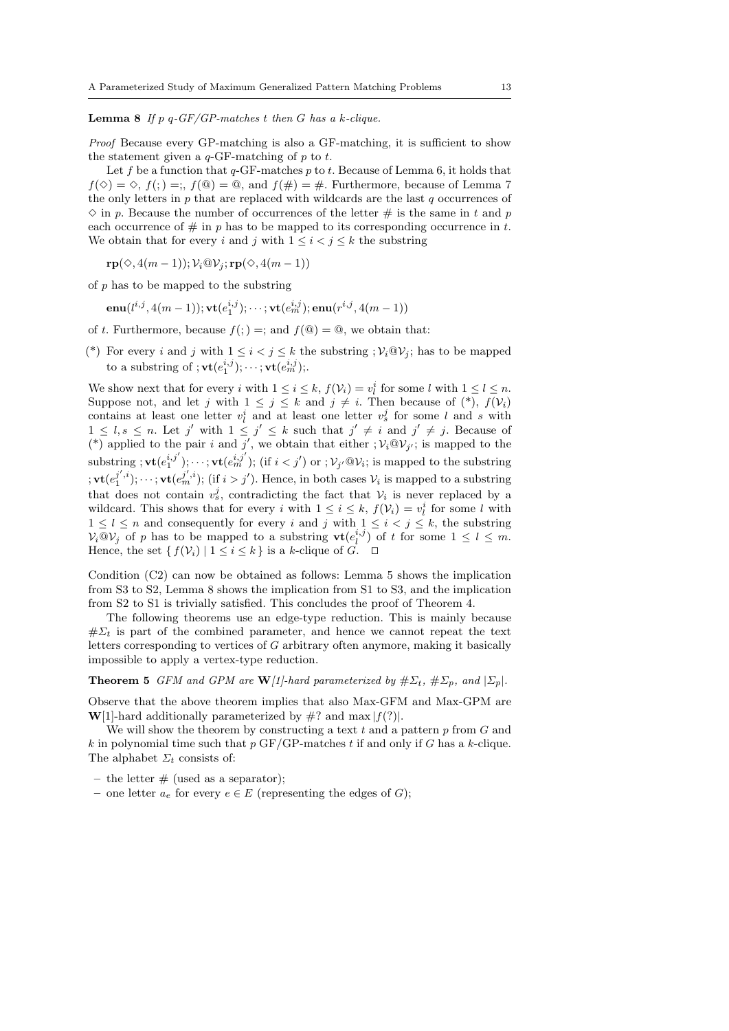**Lemma 8** *If p q-GF/GP-matches t then G has a k-clique.*

*Proof* Because every GP-matching is also a GF-matching, it is sufficient to show the statement given a $q$-GF-matching of $p$ to $t$.

Let $f$ be a function that $q$-GF-matches $p$ to $t$. Because of Lemma 6, it holds that $f(\diamond) = \diamond$, $f(;) =;$, $f(@) = @$, and $f(\#) = \#$. Furthermore, because of Lemma 7 the only letters in $p$ that are replaced with wildcards are the last $q$ occurrences of $\diamond$ in $p$. Because the number of occurrences of the letter $\#$ is the same in $t$ and $p$ each occurrence of $\#$ in $p$ has to be mapped to its corresponding occurrence in $t$. We obtain that for every $i$ and $j$ with $1 \leq i < j \leq k$ the substring

$$\mathbf{rp}(\diamond, 4(m-1)); \mathcal{V}_i @ \mathcal{V}_j; \mathbf{rp}(\diamond, 4(m-1))$$

of $p$ has to be mapped to the substring

$$\mathbf{enu}(l^{i,j}, 4(m-1)); \mathbf{vt}(e_1^{i,j}); \cdots; \mathbf{vt}(e_m^{i,j}); \mathbf{enu}(r^{i,j}, 4(m-1))$$

of $t$. Furthermore, because $f(;) =;$ and $f(@) = @$, we obtain that:

(*) For every $i$ and $j$ with $1 \leq i < j \leq k$ the substring $;\mathcal{V}_i @ \mathcal{V}_j;$ has to be mapped to a substring of $;\mathbf{vt}(e_1^{i,j}); \cdots; \mathbf{vt}(e_m^{i,j});$.

We show next that for every $i$ with $1 \leq i \leq k$, $f(\mathcal{V}_i) = v_l^i$ for some $l$ with $1 \leq l \leq n$. Suppose not, and let $j$ with $1 \leq j \leq k$ and $j \neq i$. Then because of (*), $f(\mathcal{V}_i)$ contains at least one letter $v_l^i$ and at least one letter $v_s^j$ for some $l$ and $s$ with $1 \leq l, s \leq n$. Let $j'$ with $1 \leq j' \leq k$ such that $j' \neq i$ and $j' \neq j$. Because of (*) applied to the pair $i$ and $j'$, we obtain that either $;\mathcal{V}_i @ \mathcal{V}_{j'};$ is mapped to the substring $;\mathbf{vt}(e_1^{i,j'}); \cdots; \mathbf{vt}(e_m^{i,j'});$ (if $i < j'$) or $;\mathcal{V}_{j'} @ \mathcal{V}_i;$ is mapped to the substring $;\mathbf{vt}(e_1^{j',i}); \cdots; \mathbf{vt}(e_m^{j',i});$ (if $i > j'$). Hence, in both cases $\mathcal{V}_i$ is mapped to a substring that does not contain $v_s^j$, contradicting the fact that $\mathcal{V}_i$ is never replaced by a wildcard. This shows that for every $i$ with $1 \leq i \leq k$, $f(\mathcal{V}_i) = v_l^i$ for some $l$ with $1 \leq l \leq n$ and consequently for every $i$ and $j$ with $1 \leq i < j \leq k$, the substring $\mathcal{V}_i @ \mathcal{V}_j$ of $p$ has to be mapped to a substring $\mathbf{vt}(e_l^{i,j})$ of $t$ for some $1 \leq l \leq m$. Hence, the set $\{ f(\mathcal{V}_i) \mid 1 \leq i \leq k \}$ is a $k$-clique of $G$. $\square$

Condition (C2) can now be obtained as follows: Lemma 5 shows the implication from S3 to S2, Lemma 8 shows the implication from S1 to S3, and the implication from S2 to S1 is trivially satisfied. This concludes the proof of Theorem 4.

The following theorems use an edge-type reduction. This is mainly because $\#\Sigma_t$ is part of the combined parameter, and hence we cannot repeat the text letters corresponding to vertices of $G$ arbitrary often anymore, making it basically impossible to apply a vertex-type reduction.

**Theorem 5** *GFM and GPM are* **W**[1]*-hard parameterized by* $\#\Sigma_t$, $\#\Sigma_p$, *and* $|\Sigma_p|$.

Observe that the above theorem implies that also Max-GFM and Max-GPM are **W**[1]-hard additionally parameterized by $\#?$ and $\max |f(?)|$.

We will show the theorem by constructing a text $t$ and a pattern $p$ from $G$ and $k$ in polynomial time such that $p$ GF/GP-matches $t$ if and only if $G$ has a $k$-clique. The alphabet $\Sigma_t$ consists of:

- the letter $\#$ (used as a separator);
- one letter $a_e$ for every $e \in E$ (representing the edges of $G$);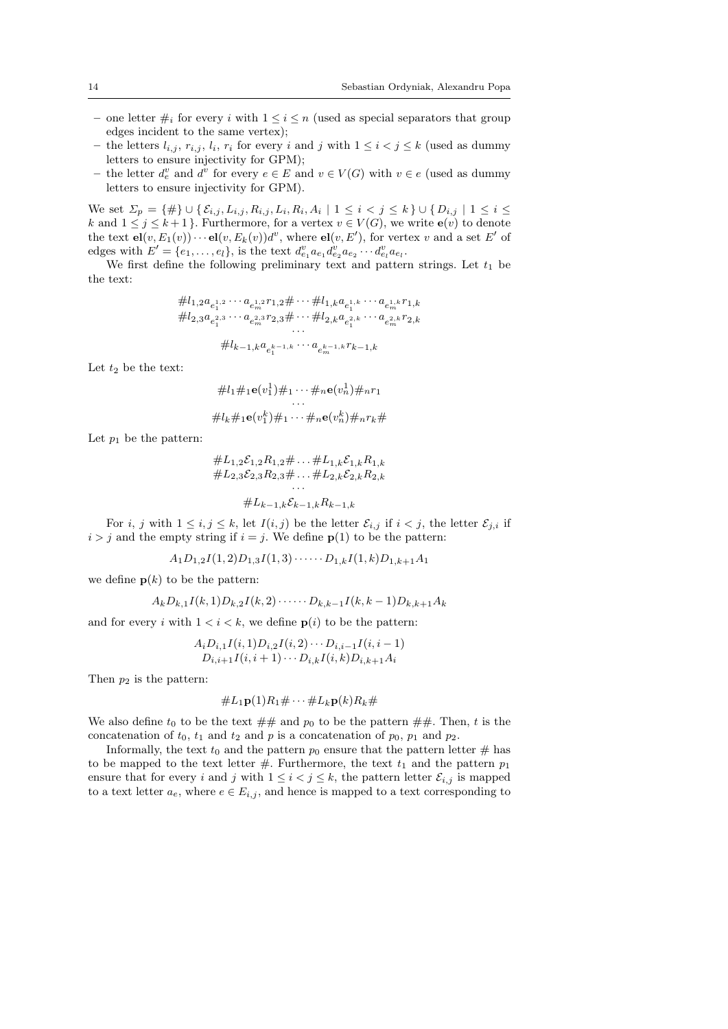- one letter $\#_i$ for every $i$ with $1 \leq i \leq n$ (used as special separators that group edges incident to the same vertex);
- the letters $l_{i,j}$, $r_{i,j}$, $l_i$, $r_i$ for every $i$ and $j$ with $1 \leq i < j \leq k$ (used as dummy letters to ensure injectivity for GPM);
- the letter $d_e^v$ and $d^v$ for every $e \in E$ and $v \in V(G)$ with $v \in e$ (used as dummy letters to ensure injectivity for GPM).

We set $\Sigma_p = \{\#\} \cup \{\, \mathcal{E}_{i,j}, L_{i,j}, R_{i,j}, L_i, R_i, A_i \mid 1 \leq i < j \leq k \,\} \cup \{\, D_{i,j} \mid 1 \leq i \leq k \text{ and } 1 \leq j \leq k+1 \,\}$. Furthermore, for a vertex $v \in V(G)$, we write $\mathbf{e}(v)$ to denote the text $\mathbf{el}(v, E_1(v)) \cdots \mathbf{el}(v, E_k(v)) d^v$, where $\mathbf{el}(v, E')$, for vertex $v$ and a set $E'$ of edges with $E' = \{e_1, \dots, e_l\}$, is the text $d_{e_1}^v a_{e_1} d_{e_2}^v a_{e_2} \cdots d_{e_l}^v a_{e_l}$.

We first define the following preliminary text and pattern strings. Let $t_1$ be the text:

$$
\begin{gathered}
\# l_{1,2} a_{e_1^{1,2}} \cdots a_{e_m^{1,2}} r_{1,2} \# \cdots \# l_{1,k} a_{e_1^{1,k}} \cdots a_{e_m^{1,k}} r_{1,k} \\
\# l_{2,3} a_{e_1^{2,3}} \cdots a_{e_m^{2,3}} r_{2,3} \# \cdots \# l_{2,k} a_{e_1^{2,k}} \cdots a_{e_m^{2,k}} r_{2,k} \\
\cdots \\
\# l_{k-1,k} a_{e_1^{k-1,k}} \cdots a_{e_m^{k-1,k}} r_{k-1,k}
\end{gathered}
$$

Let $t_2$ be the text:

$$
\begin{gathered}
\# l_1 \#_1 \mathbf{e}(v_1^1) \#_1 \cdots \#_n \mathbf{e}(v_n^1) \#_n r_1 \\
\cdots \\
\# l_k \#_1 \mathbf{e}(v_1^k) \#_1 \cdots \#_n \mathbf{e}(v_n^k) \#_n r_k \#
\end{gathered}
$$

Let $p_1$ be the pattern:

$$
\begin{gathered}
\# L_{1,2} \mathcal{E}_{1,2} R_{1,2} \# \dots \# L_{1,k} \mathcal{E}_{1,k} R_{1,k} \\
\# L_{2,3} \mathcal{E}_{2,3} R_{2,3} \# \dots \# L_{2,k} \mathcal{E}_{2,k} R_{2,k} \\
\cdots \\
\# L_{k-1,k} \mathcal{E}_{k-1,k} R_{k-1,k}
\end{gathered}
$$

For $i$, $j$ with $1 \leq i, j \leq k$, let $I(i,j)$ be the letter $\mathcal{E}_{i,j}$ if $i < j$, the letter $\mathcal{E}_{j,i}$ if $i > j$ and the empty string if $i = j$. We define $\mathbf{p}(1)$ to be the pattern:

$$
A_1 D_{1,2} I(1,2) D_{1,3} I(1,3) \cdots \cdots D_{1,k} I(1,k) D_{1,k+1} A_1
$$

we define $\mathbf{p}(k)$ to be the pattern:

$$
A_k D_{k,1} I(k,1) D_{k,2} I(k,2) \cdots \cdots D_{k,k-1} I(k,k-1) D_{k,k+1} A_k
$$

and for every $i$ with $1 < i < k$, we define $\mathbf{p}(i)$ to be the pattern:

$$
\begin{gathered}
A_i D_{i,1} I(i,1) D_{i,2} I(i,2) \cdots D_{i,i-1} I(i,i-1) \\
D_{i,i+1} I(i,i+1) \cdots D_{i,k} I(i,k) D_{i,k+1} A_i
\end{gathered}
$$

Then $p_2$ is the pattern:

$$
\# L_1 \mathbf{p}(1) R_1 \# \cdots \# L_k \mathbf{p}(k) R_k \#
$$

We also define $t_0$ to be the text $\#\#$ and $p_0$ to be the pattern $\#\#$. Then, $t$ is the concatenation of $t_0$, $t_1$ and $t_2$ and $p$ is a concatenation of $p_0$, $p_1$ and $p_2$.

Informally, the text $t_0$ and the pattern $p_0$ ensure that the pattern letter $\#$ has to be mapped to the text letter $\#$. Furthermore, the text $t_1$ and the pattern $p_1$ ensure that for every $i$ and $j$ with $1 \leq i < j \leq k$, the pattern letter $\mathcal{E}_{i,j}$ is mapped to a text letter $a_e$, where $e \in E_{i,j}$, and hence is mapped to a text corresponding to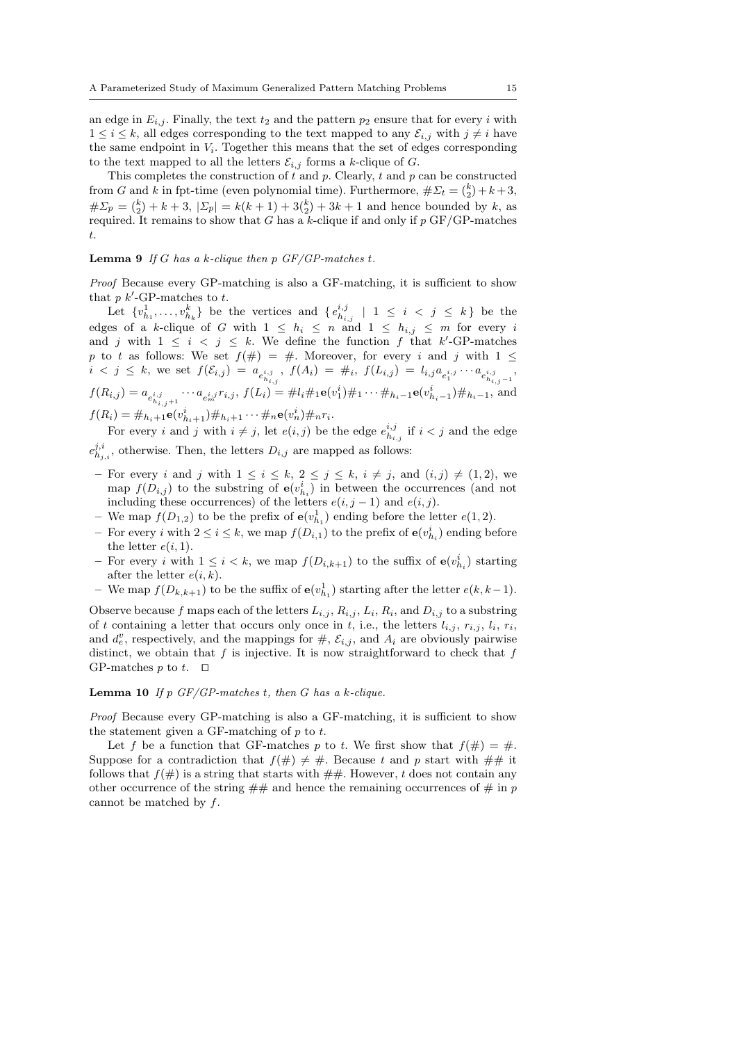an edge in $E_{i,j}$. Finally, the text $t_2$ and the pattern $p_2$ ensure that for every $i$ with $1 \leq i \leq k$, all edges corresponding to the text mapped to any $\mathcal{E}_{i,j}$ with $j \neq i$ have the same endpoint in $V_i$. Together this means that the set of edges corresponding to the text mapped to all the letters $\mathcal{E}_{i,j}$ forms a $k$-clique of $G$.

This completes the construction of $t$ and $p$. Clearly, $t$ and $p$ can be constructed from $G$ and $k$ in fpt-time (even polynomial time). Furthermore, $\#\Sigma_t = \binom{k}{2} + k + 3$, $\#\Sigma_p = \binom{k}{2} + k + 3$, $|\Sigma_p| = k(k+1) + 3\binom{k}{2} + 3k + 1$ and hence bounded by $k$, as required. It remains to show that $G$ has a $k$-clique if and only if $p$ GF/GP-matches $t$.

**Lemma 9** *If $G$ has a $k$-clique then $p$ GF/GP-matches $t$.*

*Proof* Because every GP-matching is also a GF-matching, it is sufficient to show that $p$ $k'$-GP-matches to $t$.

Let $\{v^1_{h_1}, \ldots, v^k_{h_k}\}$ be the vertices and $\{ e^{i,j}_{h_{i,j}} \mid 1 \leq i < j \leq k\}$ be the edges of a $k$-clique of $G$ with $1 \leq h_i \leq n$ and $1 \leq h_{i,j} \leq m$ for every $i$ and $j$ with $1 \leq i < j \leq k$. We define the function $f$ that $k'$-GP-matches $p$ to $t$ as follows: We set $f(\#) = \#$. Moreover, for every $i$ and $j$ with $1 \leq i < j \leq k$, we set $f(\mathcal{E}_{i,j}) = a_{e^{i,j}_{h_{i,j}}}$, $f(A_i) = \#_i$, $f(L_{i,j}) = l_{i,j}a_{e^{i,j}_1} \cdots a_{e^{i,j}_{h_{i,j}-1}}$, $f(R_{i,j}) = a_{e^{i,j}_{h_{i,j}+1}} \cdots a_{e^{i,j}_m} r_{i,j}$, $f(L_i) = \#l_i\#_1\mathbf{e}(v^i_1)\#_1 \cdots \#_{h_i-1}\mathbf{e}(v^i_{h_i-1})\#_{h_i-1}$, and $f(R_i) = \#_{h_i+1}\mathbf{e}(v^i_{h_i+1})\#_{h_i+1} \cdots \#_n\mathbf{e}(v^i_n)\#_n r_i$.

For every $i$ and $j$ with $i \neq j$, let $e(i,j)$ be the edge $e^{i,j}_{h_{i,j}}$ if $i < j$ and the edge $e^{j,i}_{h_{j,i}}$, otherwise. Then, the letters $D_{i,j}$ are mapped as follows:

- For every $i$ and $j$ with $1 \leq i \leq k$, $2 \leq j \leq k$, $i \neq j$, and $(i,j) \neq (1,2)$, we map $f(D_{i,j})$ to the substring of $\mathbf{e}(v^i_{h_i})$ in between the occurrences (and not including these occurrences) of the letters $e(i,j-1)$ and $e(i,j)$.
- We map $f(D_{1,2})$ to be the prefix of $\mathbf{e}(v^1_{h_1})$ ending before the letter $e(1,2)$.
- For every $i$ with $2 \leq i \leq k$, we map $f(D_{i,1})$ to the prefix of $\mathbf{e}(v^i_{h_i})$ ending before the letter $e(i,1)$.
- For every $i$ with $1 \leq i < k$, we map $f(D_{i,k+1})$ to the suffix of $\mathbf{e}(v^i_{h_i})$ starting after the letter $e(i,k)$.
- We map $f(D_{k,k+1})$ to be the suffix of $\mathbf{e}(v^1_{h_1})$ starting after the letter $e(k,k-1)$.

Observe because $f$ maps each of the letters $L_{i,j}$, $R_{i,j}$, $L_i$, $R_i$, and $D_{i,j}$ to a substring of $t$ containing a letter that occurs only once in $t$, i.e., the letters $l_{i,j}$, $r_{i,j}$, $l_i$, $r_i$, and $d^v_e$, respectively, and the mappings for $\#$, $\mathcal{E}_{i,j}$, and $A_i$ are obviously pairwise distinct, we obtain that $f$ is injective. It is now straightforward to check that $f$ GP-matches $p$ to $t$. $\square$

**Lemma 10** *If $p$ GF/GP-matches $t$, then $G$ has a $k$-clique.*

*Proof* Because every GP-matching is also a GF-matching, it is sufficient to show the statement given a GF-matching of $p$ to $t$.

Let $f$ be a function that GF-matches $p$ to $t$. We first show that $f(\#) = \#$. Suppose for a contradiction that $f(\#) \neq \#$. Because $t$ and $p$ start with $\#\#$ it follows that $f(\#)$ is a string that starts with $\#\#$. However, $t$ does not contain any other occurrence of the string $\#\#$ and hence the remaining occurrences of $\#$ in $p$ cannot be matched by $f$.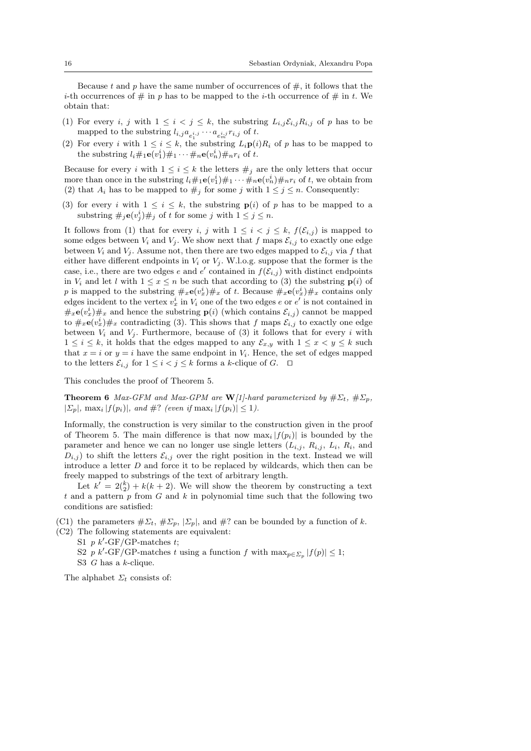Because $t$ and $p$ have the same number of occurrences of $\#$, it follows that the $i$-th occurrences of $\#$ in $p$ has to be mapped to the $i$-th occurrence of $\#$ in $t$. We obtain that:

(1) For every $i$, $j$ with $1 \leq i < j \leq k$, the substring $L_{i,j}\mathcal{E}_{i,j}R_{i,j}$ of $p$ has to be mapped to the substring $l_{i,j}a_{e_1^{i,j}} \cdots a_{e_m^{i,j}}r_{i,j}$ of $t$.

(2) For every $i$ with $1 \leq i \leq k$, the substring $L_i\mathbf{p}(i)R_i$ of $p$ has to be mapped to the substring $l_i\#_1\mathbf{e}(v_1^i)\#_1 \cdots \#_n\mathbf{e}(v_n^i)\#_n r_i$ of $t$.

Because for every $i$ with $1 \leq i \leq k$ the letters $\#_j$ are the only letters that occur more than once in the substring $l_i\#_1\mathbf{e}(v_1^i)\#_1 \cdots \#_n\mathbf{e}(v_n^i)\#_n r_i$ of $t$, we obtain from (2) that $A_i$ has to be mapped to $\#_j$ for some $j$ with $1 \leq j \leq n$. Consequently:

(3) for every $i$ with $1 \leq i \leq k$, the substring $\mathbf{p}(i)$ of $p$ has to be mapped to a substring $\#_j\mathbf{e}(v_j^i)\#_j$ of $t$ for some $j$ with $1 \leq j \leq n$.

It follows from (1) that for every $i$, $j$ with $1 \leq i < j \leq k$, $f(\mathcal{E}_{i,j})$ is mapped to some edges between $V_i$ and $V_j$. We show next that $f$ maps $\mathcal{E}_{i,j}$ to exactly one edge between $V_i$ and $V_j$. Assume not, then there are two edges mapped to $\mathcal{E}_{i,j}$ via $f$ that either have different endpoints in $V_i$ or $V_j$. W.l.o.g. suppose that the former is the case, i.e., there are two edges $e$ and $e'$ contained in $f(\mathcal{E}_{i,j})$ with distinct endpoints in $V_i$ and let $l$ with $1 \leq x \leq n$ be such that according to (3) the substring $\mathbf{p}(i)$ of $p$ is mapped to the substring $\#_x\mathbf{e}(v_x^i)\#_x$ of $t$. Because $\#_x\mathbf{e}(v_x^i)\#_x$ contains only edges incident to the vertex $v_x^i$ in $V_i$ one of the two edges $e$ or $e'$ is not contained in $\#_x\mathbf{e}(v_x^i)\#_x$ and hence the substring $\mathbf{p}(i)$ (which contains $\mathcal{E}_{i,j}$) cannot be mapped to $\#_x\mathbf{e}(v_x^i)\#_x$ contradicting (3). This shows that $f$ maps $\mathcal{E}_{i,j}$ to exactly one edge between $V_i$ and $V_j$. Furthermore, because of (3) it follows that for every $i$ with $1 \leq i \leq k$, it holds that the edges mapped to any $\mathcal{E}_{x,y}$ with $1 \leq x < y \leq k$ such that $x = i$ or $y = i$ have the same endpoint in $V_i$. Hence, the set of edges mapped to the letters $\mathcal{E}_{i,j}$ for $1 \leq i < j \leq k$ forms a $k$-clique of $G$. $\square$

This concludes the proof of Theorem 5.

**Theorem 6** *Max-GFM and Max-GPM are* **W***[1]-hard parameterized by* $\#\Sigma_t$, $\#\Sigma_p$, $|\Sigma_p|$, $\max_i |f(p_i)|$, *and* $\#?$ *(even if* $\max_i |f(p_i)| \leq 1$*).*

Informally, the construction is very similar to the construction given in the proof of Theorem 5. The main difference is that now $\max_i |f(p_i)|$ is bounded by the parameter and hence we can no longer use single letters ($L_{i,j}$, $R_{i,j}$, $L_i$, $R_i$, and $D_{i,j}$) to shift the letters $\mathcal{E}_{i,j}$ over the right position in the text. Instead we will introduce a letter $D$ and force it to be replaced by wildcards, which then can be freely mapped to substrings of the text of arbitrary length.

Let $k' = 2\binom{k}{2} + k(k+2)$. We will show the theorem by constructing a text $t$ and a pattern $p$ from $G$ and $k$ in polynomial time such that the following two conditions are satisfied:

(C1) the parameters $\#\Sigma_t$, $\#\Sigma_p$, $|\Sigma_p|$, and $\#?$ can be bounded by a function of $k$.

(C2) The following statements are equivalent:
   S1 $p$ $k'$-GF/GP-matches $t$;
   S2 $p$ $k'$-GF/GP-matches $t$ using a function $f$ with $\max_{p \in \Sigma_p} |f(p)| \leq 1$;
   S3 $G$ has a $k$-clique.

The alphabet $\Sigma_t$ consists of: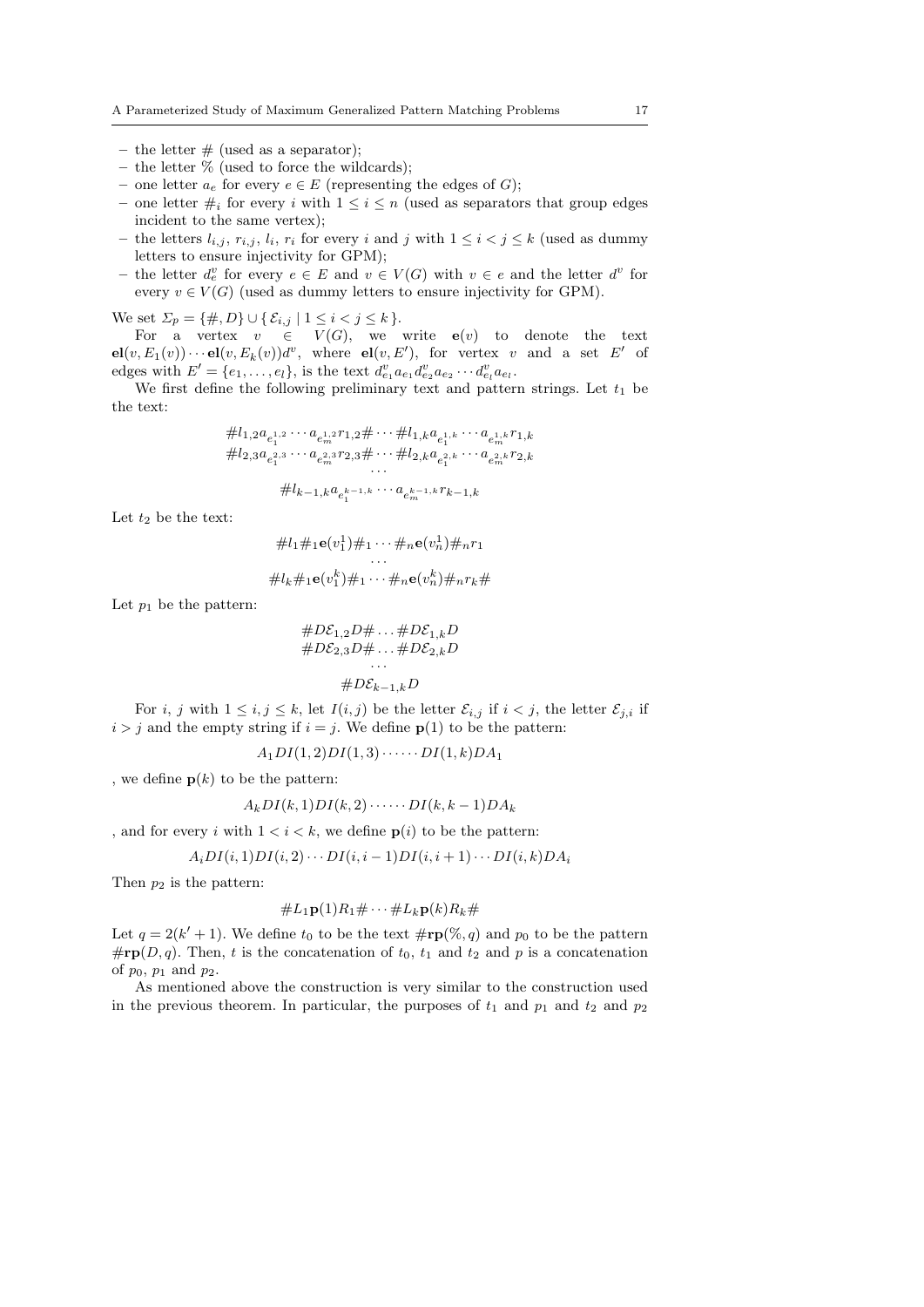- the letter $\#$ (used as a separator);
- the letter $\%$ (used to force the wildcards);
- one letter $a_e$ for every $e \in E$ (representing the edges of $G$);
- one letter $\#_i$ for every $i$ with $1 \leq i \leq n$ (used as separators that group edges incident to the same vertex);
- the letters $l_{i,j}$, $r_{i,j}$, $l_i$, $r_i$ for every $i$ and $j$ with $1 \leq i < j \leq k$ (used as dummy letters to ensure injectivity for GPM);
- the letter $d_e^v$ for every $e \in E$ and $v \in V(G)$ with $v \in e$ and the letter $d^v$ for every $v \in V(G)$ (used as dummy letters to ensure injectivity for GPM).

We set $\Sigma_p = \{\#, D\} \cup \{\, \mathcal{E}_{i,j} \mid 1 \leq i < j \leq k \,\}$.

For a vertex $v \in V(G)$, we write $\mathbf{e}(v)$ to denote the text $\mathbf{el}(v, E_1(v)) \cdots \mathbf{el}(v, E_k(v))d^v$, where $\mathbf{el}(v, E')$, for vertex $v$ and a set $E'$ of edges with $E' = \{e_1, \ldots, e_l\}$, is the text $d_{e_1}^v a_{e_1} d_{e_2}^v a_{e_2} \cdots d_{e_l}^v a_{e_l}$.

We first define the following preliminary text and pattern strings. Let $t_1$ be the text:

$$\#l_{1,2}a_{e_1^{1,2}} \cdots a_{e_m^{1,2}} r_{1,2}\# \cdots \#l_{1,k}a_{e_1^{1,k}} \cdots a_{e_m^{1,k}} r_{1,k}$$
$$\#l_{2,3}a_{e_1^{2,3}} \cdots a_{e_m^{2,3}} r_{2,3}\# \cdots \#l_{2,k}a_{e_1^{2,k}} \cdots a_{e_m^{2,k}} r_{2,k}$$
$$\cdots$$
$$\#l_{k-1,k}a_{e_1^{k-1,k}} \cdots a_{e_m^{k-1,k}} r_{k-1,k}$$

Let $t_2$ be the text:

$$\#l_1\#_1\mathbf{e}(v_1^1)\#_1 \cdots \#_n\mathbf{e}(v_n^1)\#_n r_1$$
$$\cdots$$
$$\#l_k\#_1\mathbf{e}(v_1^k)\#_1 \cdots \#_n\mathbf{e}(v_n^k)\#_n r_k\#$$

Let $p_1$ be the pattern:

$$\#D\mathcal{E}_{1,2}D\# \ldots \#D\mathcal{E}_{1,k}D$$
$$\#D\mathcal{E}_{2,3}D\# \ldots \#D\mathcal{E}_{2,k}D$$
$$\cdots$$
$$\#D\mathcal{E}_{k-1,k}D$$

For $i$, $j$ with $1 \leq i, j \leq k$, let $I(i,j)$ be the letter $\mathcal{E}_{i,j}$ if $i < j$, the letter $\mathcal{E}_{j,i}$ if $i > j$ and the empty string if $i = j$. We define $\mathbf{p}(1)$ to be the pattern:

$$A_1DI(1,2)DI(1,3) \cdots \cdots DI(1,k)DA_1$$

, we define $\mathbf{p}(k)$ to be the pattern:

$$A_kDI(k,1)DI(k,2) \cdots \cdots DI(k,k-1)DA_k$$

, and for every $i$ with $1 < i < k$, we define $\mathbf{p}(i)$ to be the pattern:

$$A_iDI(i,1)DI(i,2) \cdots DI(i,i-1)DI(i,i+1) \cdots DI(i,k)DA_i$$

Then $p_2$ is the pattern:

$$\#L_1\mathbf{p}(1)R_1\# \cdots \#L_k\mathbf{p}(k)R_k\#$$

Let $q = 2(k'+1)$. We define $t_0$ to be the text $\#\mathbf{rp}(\%, q)$ and $p_0$ to be the pattern $\#\mathbf{rp}(D, q)$. Then, $t$ is the concatenation of $t_0$, $t_1$ and $t_2$ and $p$ is a concatenation of $p_0$, $p_1$ and $p_2$.

As mentioned above the construction is very similar to the construction used in the previous theorem. In particular, the purposes of $t_1$ and $p_1$ and $t_2$ and $p_2$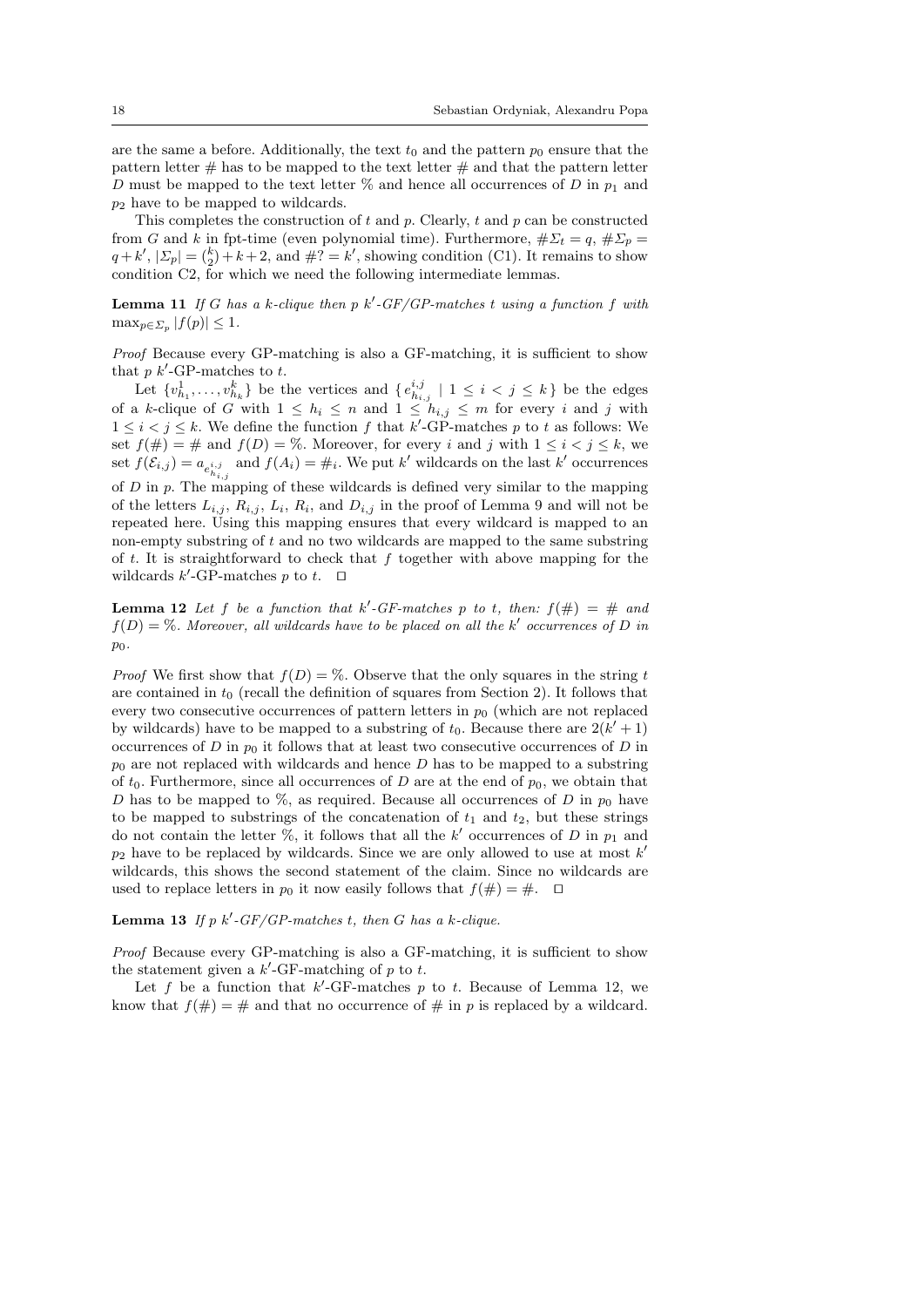are the same a before. Additionally, the text $t_0$ and the pattern $p_0$ ensure that the pattern letter $\#$ has to be mapped to the text letter $\#$ and that the pattern letter $D$ must be mapped to the text letter $\%$ and hence all occurrences of $D$ in $p_1$ and $p_2$ have to be mapped to wildcards.

This completes the construction of $t$ and $p$. Clearly, $t$ and $p$ can be constructed from $G$ and $k$ in fpt-time (even polynomial time). Furthermore, $\#\Sigma_t = q$, $\#\Sigma_p = q + k'$, $|\Sigma_p| = \binom{k}{2} + k + 2$, and $\#? = k'$, showing condition (C1). It remains to show condition C2, for which we need the following intermediate lemmas.

**Lemma 11** *If $G$ has a $k$-clique then $p$ $k'$-GF/GP-matches $t$ using a function $f$ with $\max_{p \in \Sigma_p} |f(p)| \leq 1$.*

*Proof* Because every GP-matching is also a GF-matching, it is sufficient to show that $p$ $k'$-GP-matches to $t$.

Let $\{v^1_{h_1}, \ldots, v^k_{h_k}\}$ be the vertices and $\{e^{i,j}_{h_{i,j}} \mid 1 \leq i < j \leq k\}$ be the edges of a $k$-clique of $G$ with $1 \leq h_i \leq n$ and $1 \leq h_{i,j} \leq m$ for every $i$ and $j$ with $1 \leq i < j \leq k$. We define the function $f$ that $k'$-GP-matches $p$ to $t$ as follows: We set $f(\#) = \#$ and $f(D) = \%$. Moreover, for every $i$ and $j$ with $1 \leq i < j \leq k$, we set $f(\mathcal{E}_{i,j}) = a_{e^{i,j}_{h_{i,j}}}$ and $f(A_i) = \#_i$. We put $k'$ wildcards on the last $k'$ occurrences of $D$ in $p$. The mapping of these wildcards is defined very similar to the mapping of the letters $L_{i,j}$, $R_{i,j}$, $L_i$, $R_i$, and $D_{i,j}$ in the proof of Lemma 9 and will not be repeated here. Using this mapping ensures that every wildcard is mapped to an non-empty substring of $t$ and no two wildcards are mapped to the same substring of $t$. It is straightforward to check that $f$ together with above mapping for the wildcards $k'$-GP-matches $p$ to $t$. $\square$

**Lemma 12** *Let $f$ be a function that $k'$-GF-matches $p$ to $t$, then: $f(\#) = \#$ and $f(D) = \%$. Moreover, all wildcards have to be placed on all the $k'$ occurrences of $D$ in $p_0$.*

*Proof* We first show that $f(D) = \%$. Observe that the only squares in the string $t$ are contained in $t_0$ (recall the definition of squares from Section 2). It follows that every two consecutive occurrences of pattern letters in $p_0$ (which are not replaced by wildcards) have to be mapped to a substring of $t_0$. Because there are $2(k'+1)$ occurrences of $D$ in $p_0$ it follows that at least two consecutive occurrences of $D$ in $p_0$ are not replaced with wildcards and hence $D$ has to be mapped to a substring of $t_0$. Furthermore, since all occurrences of $D$ are at the end of $p_0$, we obtain that $D$ has to be mapped to $\%$, as required. Because all occurrences of $D$ in $p_0$ have to be mapped to substrings of the concatenation of $t_1$ and $t_2$, but these strings do not contain the letter $\%$, it follows that all the $k'$ occurrences of $D$ in $p_1$ and $p_2$ have to be replaced by wildcards. Since we are only allowed to use at most $k'$ wildcards, this shows the second statement of the claim. Since no wildcards are used to replace letters in $p_0$ it now easily follows that $f(\#) = \#$. $\square$

**Lemma 13** *If $p$ $k'$-GF/GP-matches $t$, then $G$ has a $k$-clique.*

*Proof* Because every GP-matching is also a GF-matching, it is sufficient to show the statement given a $k'$-GF-matching of $p$ to $t$.

Let $f$ be a function that $k'$-GF-matches $p$ to $t$. Because of Lemma 12, we know that $f(\#) = \#$ and that no occurrence of $\#$ in $p$ is replaced by a wildcard.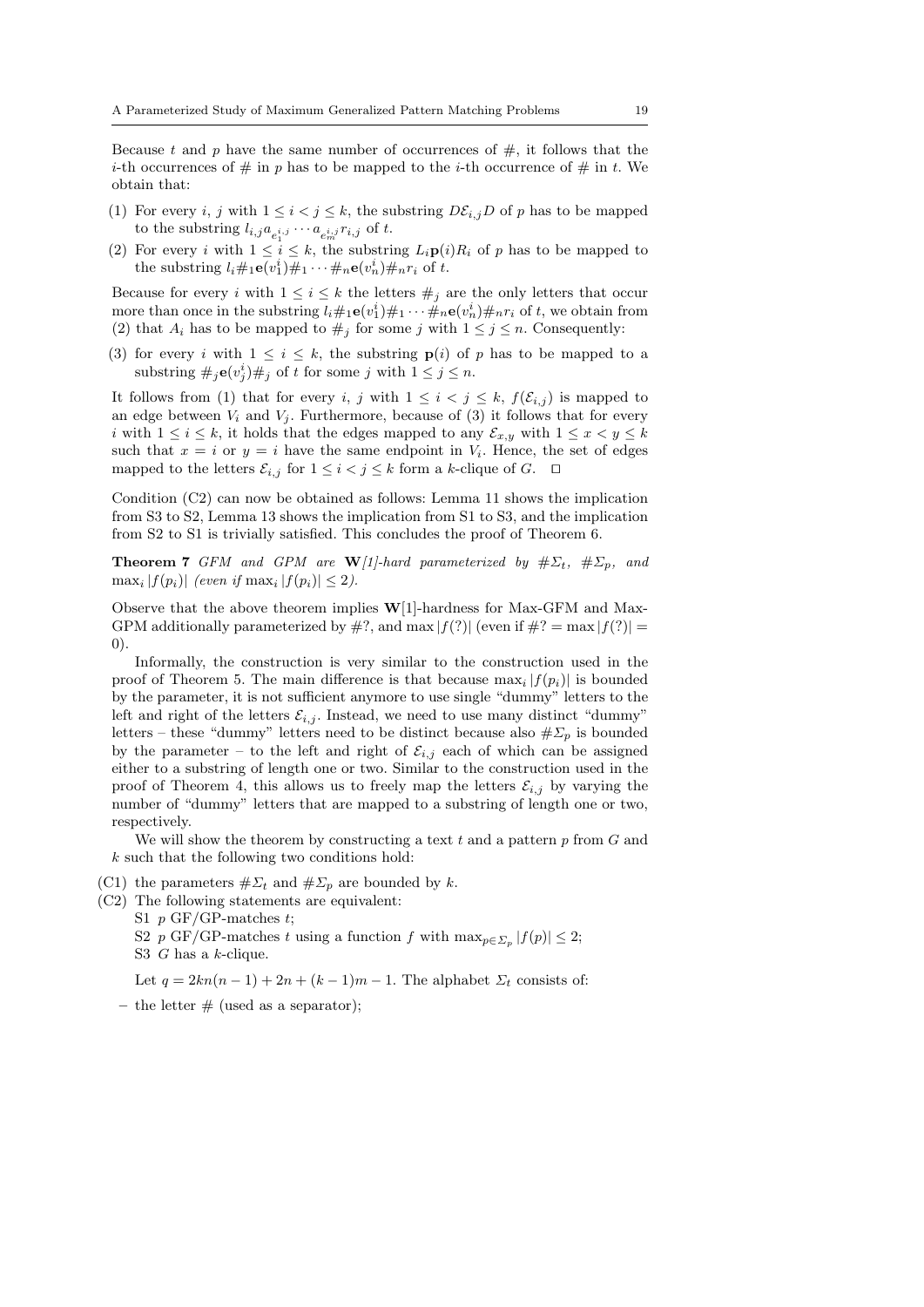Because $t$ and $p$ have the same number of occurrences of $\#$, it follows that the $i$-th occurrences of $\#$ in $p$ has to be mapped to the $i$-th occurrence of $\#$ in $t$. We obtain that:

(1) For every $i$, $j$ with $1 \leq i < j \leq k$, the substring $D\mathcal{E}_{i,j}D$ of $p$ has to be mapped to the substring $l_{i,j}a_{e_1^{i,j}} \cdots a_{e_m^{i,j}}r_{i,j}$ of $t$.

(2) For every $i$ with $1 \leq i \leq k$, the substring $L_i\mathbf{p}(i)R_i$ of $p$ has to be mapped to the substring $l_i\#_1\mathbf{e}(v_1^i)\#_1 \cdots \#_n\mathbf{e}(v_n^i)\#_n r_i$ of $t$.

Because for every $i$ with $1 \leq i \leq k$ the letters $\#_j$ are the only letters that occur more than once in the substring $l_i\#_1\mathbf{e}(v_1^i)\#_1 \cdots \#_n\mathbf{e}(v_n^i)\#_n r_i$ of $t$, we obtain from (2) that $A_i$ has to be mapped to $\#_j$ for some $j$ with $1 \leq j \leq n$. Consequently:

(3) for every $i$ with $1 \leq i \leq k$, the substring $\mathbf{p}(i)$ of $p$ has to be mapped to a substring $\#_j\mathbf{e}(v_j^i)\#_j$ of $t$ for some $j$ with $1 \leq j \leq n$.

It follows from (1) that for every $i$, $j$ with $1 \leq i < j \leq k$, $f(\mathcal{E}_{i,j})$ is mapped to an edge between $V_i$ and $V_j$. Furthermore, because of (3) it follows that for every $i$ with $1 \leq i \leq k$, it holds that the edges mapped to any $\mathcal{E}_{x,y}$ with $1 \leq x < y \leq k$ such that $x = i$ or $y = i$ have the same endpoint in $V_i$. Hence, the set of edges mapped to the letters $\mathcal{E}_{i,j}$ for $1 \leq i < j \leq k$ form a $k$-clique of $G$. $\square$

Condition (C2) can now be obtained as follows: Lemma 11 shows the implication from S3 to S2, Lemma 13 shows the implication from S1 to S3, and the implication from S2 to S1 is trivially satisfied. This concludes the proof of Theorem 6.

**Theorem 7** *GFM and GPM are* **W***[1]-hard parameterized by* $\#\Sigma_t$*,* $\#\Sigma_p$*, and* $\max_i |f(p_i)|$ *(even if* $\max_i |f(p_i)| \leq 2$*).*

Observe that the above theorem implies **W**[1]-hardness for Max-GFM and Max-GPM additionally parameterized by $\#?$, and $\max |f(?)|$ (even if $\#? = \max |f(?)| = 0$).

Informally, the construction is very similar to the construction used in the proof of Theorem 5. The main difference is that because $\max_i |f(p_i)|$ is bounded by the parameter, it is not sufficient anymore to use single "dummy" letters to the left and right of the letters $\mathcal{E}_{i,j}$. Instead, we need to use many distinct "dummy" letters – these "dummy" letters need to be distinct because also $\#\Sigma_p$ is bounded by the parameter – to the left and right of $\mathcal{E}_{i,j}$ each of which can be assigned either to a substring of length one or two. Similar to the construction used in the proof of Theorem 4, this allows us to freely map the letters $\mathcal{E}_{i,j}$ by varying the number of "dummy" letters that are mapped to a substring of length one or two, respectively.

We will show the theorem by constructing a text $t$ and a pattern $p$ from $G$ and $k$ such that the following two conditions hold:

(C1) the parameters $\#\Sigma_t$ and $\#\Sigma_p$ are bounded by $k$.

(C2) The following statements are equivalent:
S1 $p$ GF/GP-matches $t$;
S2 $p$ GF/GP-matches $t$ using a function $f$ with $\max_{p \in \Sigma_p} |f(p)| \leq 2$;
S3 $G$ has a $k$-clique.

Let $q = 2kn(n-1) + 2n + (k-1)m - 1$. The alphabet $\Sigma_t$ consists of:

– the letter $\#$ (used as a separator);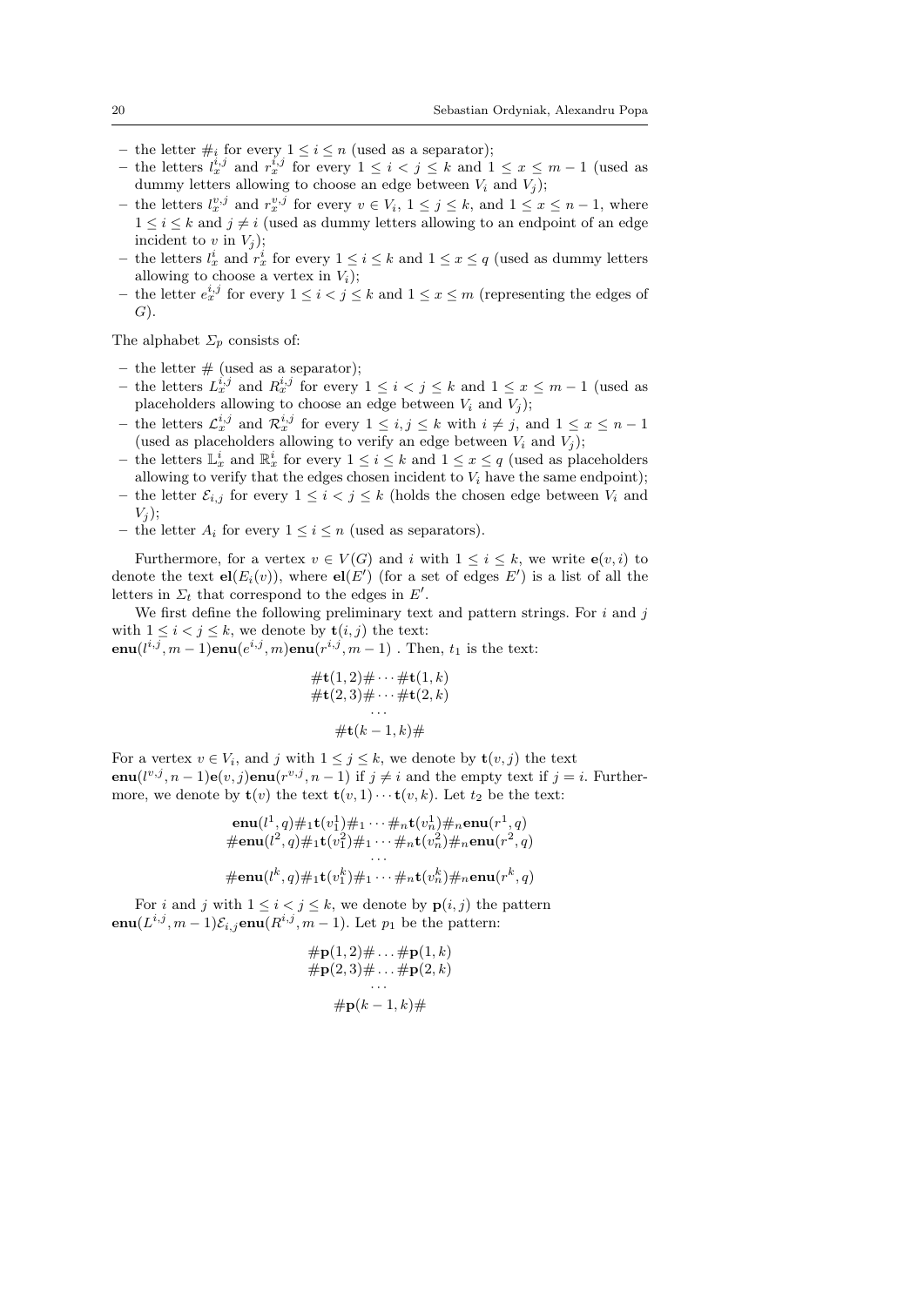- the letter $\#_i$ for every $1 \leq i \leq n$ (used as a separator);
- the letters $l_x^{i,j}$ and $r_x^{i,j}$ for every $1 \leq i < j \leq k$ and $1 \leq x \leq m-1$ (used as dummy letters allowing to choose an edge between $V_i$ and $V_j$);
- the letters $l_x^{v,j}$ and $r_x^{v,j}$ for every $v \in V_i$, $1 \leq j \leq k$, and $1 \leq x \leq n-1$, where $1 \leq i \leq k$ and $j \neq i$ (used as dummy letters allowing to an endpoint of an edge incident to $v$ in $V_j$);
- the letters $l_x^i$ and $r_x^i$ for every $1 \leq i \leq k$ and $1 \leq x \leq q$ (used as dummy letters allowing to choose a vertex in $V_i$);
- the letter $e_x^{i,j}$ for every $1 \leq i < j \leq k$ and $1 \leq x \leq m$ (representing the edges of $G$).

The alphabet $\Sigma_p$ consists of:

- the letter $\#$ (used as a separator);
- the letters $L_x^{i,j}$ and $R_x^{i,j}$ for every $1 \leq i < j \leq k$ and $1 \leq x \leq m-1$ (used as placeholders allowing to choose an edge between $V_i$ and $V_j$);
- the letters $\mathcal{L}_x^{i,j}$ and $\mathcal{R}_x^{i,j}$ for every $1 \leq i, j \leq k$ with $i \neq j$, and $1 \leq x \leq n-1$ (used as placeholders allowing to verify an edge between $V_i$ and $V_j$);
- the letters $\mathbb{L}_x^i$ and $\mathbb{R}_x^i$ for every $1 \leq i \leq k$ and $1 \leq x \leq q$ (used as placeholders allowing to verify that the edges chosen incident to $V_i$ have the same endpoint);
- the letter $\mathcal{E}_{i,j}$ for every $1 \leq i < j \leq k$ (holds the chosen edge between $V_i$ and $V_j$);
- the letter $A_i$ for every $1 \leq i \leq n$ (used as separators).

Furthermore, for a vertex $v \in V(G)$ and $i$ with $1 \leq i \leq k$, we write $\mathbf{e}(v,i)$ to denote the text $\mathbf{el}(E_i(v))$, where $\mathbf{el}(E')$ (for a set of edges $E'$) is a list of all the letters in $\Sigma_t$ that correspond to the edges in $E'$.

We first define the following preliminary text and pattern strings. For $i$ and $j$ with $1 \leq i < j \leq k$, we denote by $\mathbf{t}(i,j)$ the text:
$\mathbf{enu}(l^{i,j}, m-1)\mathbf{enu}(e^{i,j}, m)\mathbf{enu}(r^{i,j}, m-1)$ . Then, $t_1$ is the text:

$$\begin{gathered}\#\mathbf{t}(1,2)\# \cdots \#\mathbf{t}(1,k)\\ \#\mathbf{t}(2,3)\# \cdots \#\mathbf{t}(2,k)\\ \cdots\\ \#\mathbf{t}(k-1,k)\#\end{gathered}$$

For a vertex $v \in V_i$, and $j$ with $1 \leq j \leq k$, we denote by $\mathbf{t}(v,j)$ the text $\mathbf{enu}(l^{v,j}, n-1)\mathbf{e}(v,j)\mathbf{enu}(r^{v,j}, n-1)$ if $j \neq i$ and the empty text if $j = i$. Furthermore, we denote by $\mathbf{t}(v)$ the text $\mathbf{t}(v,1) \cdots \mathbf{t}(v,k)$. Let $t_2$ be the text:

$$\begin{gathered}\mathbf{enu}(l^1, q)\#_1\mathbf{t}(v_1^1)\#_1 \cdots \#_n\mathbf{t}(v_n^1)\#_n\mathbf{enu}(r^1, q)\\ \#\mathbf{enu}(l^2, q)\#_1\mathbf{t}(v_1^2)\#_1 \cdots \#_n\mathbf{t}(v_n^2)\#_n\mathbf{enu}(r^2, q)\\ \cdots\\ \#\mathbf{enu}(l^k, q)\#_1\mathbf{t}(v_1^k)\#_1 \cdots \#_n\mathbf{t}(v_n^k)\#_n\mathbf{enu}(r^k, q)\end{gathered}$$

For $i$ and $j$ with $1 \leq i < j \leq k$, we denote by $\mathbf{p}(i,j)$ the pattern $\mathbf{enu}(L^{i,j}, m-1)\mathcal{E}_{i,j}\mathbf{enu}(R^{i,j}, m-1)$. Let $p_1$ be the pattern:

$$\begin{gathered}\#\mathbf{p}(1,2)\# \ldots \#\mathbf{p}(1,k)\\ \#\mathbf{p}(2,3)\# \ldots \#\mathbf{p}(2,k)\\ \cdots\\ \#\mathbf{p}(k-1,k)\#\end{gathered}$$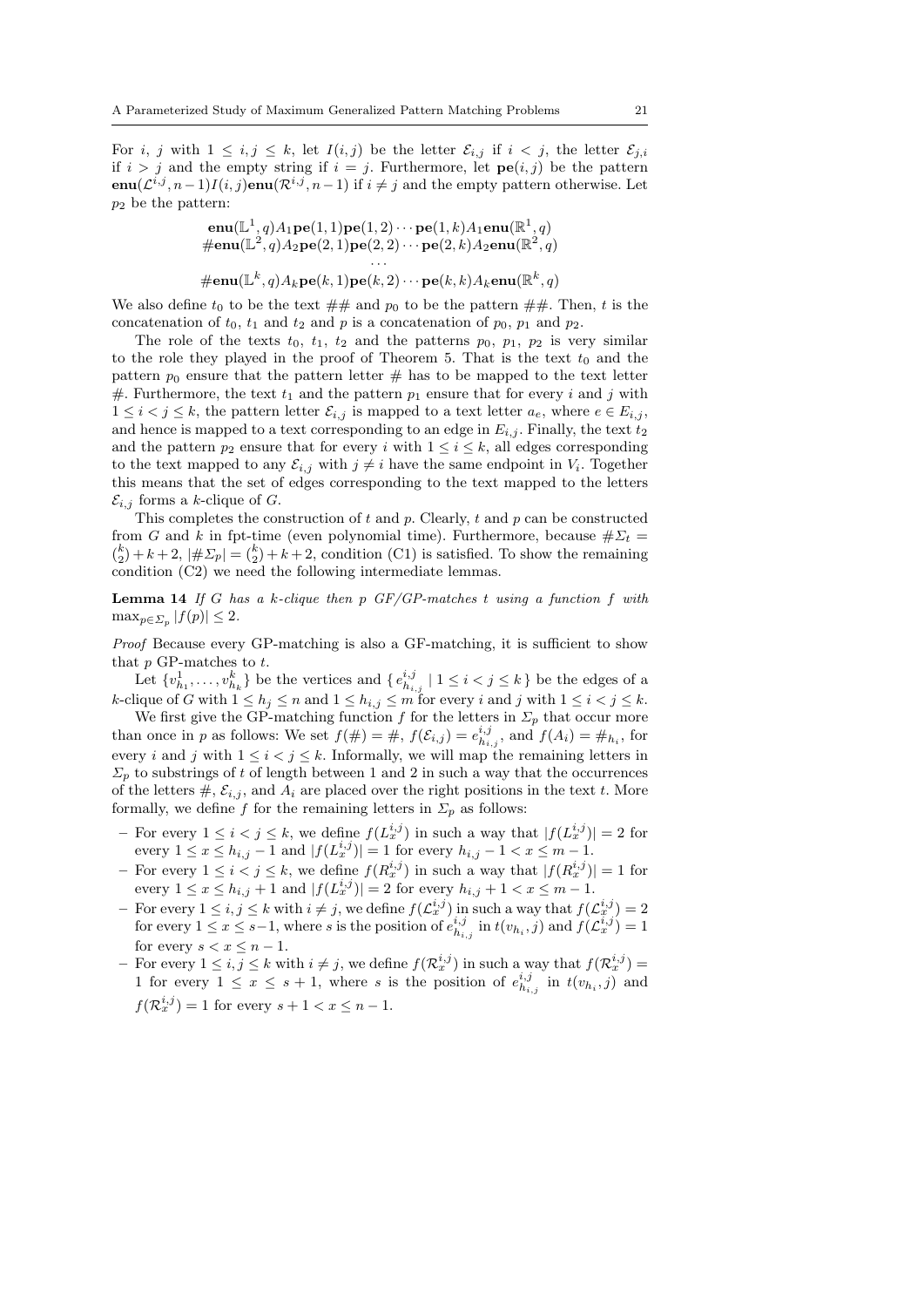For $i$, $j$ with $1 \leq i, j \leq k$, let $I(i,j)$ be the letter $\mathcal{E}_{i,j}$ if $i < j$, the letter $\mathcal{E}_{j,i}$ if $i > j$ and the empty string if $i = j$. Furthermore, let $\mathbf{pe}(i,j)$ be the pattern $\mathbf{enu}(\mathcal{L}^{i,j}, n-1)I(i,j)\mathbf{enu}(\mathcal{R}^{i,j}, n-1)$ if $i \neq j$ and the empty pattern otherwise. Let $p_2$ be the pattern:

$$\begin{gathered}
\mathbf{enu}(\mathbb{L}^1, q)A_1\mathbf{pe}(1,1)\mathbf{pe}(1,2)\cdots\mathbf{pe}(1,k)A_1\mathbf{enu}(\mathbb{R}^1, q) \\
\#\mathbf{enu}(\mathbb{L}^2, q)A_2\mathbf{pe}(2,1)\mathbf{pe}(2,2)\cdots\mathbf{pe}(2,k)A_2\mathbf{enu}(\mathbb{R}^2, q) \\
\cdots \\
\#\mathbf{enu}(\mathbb{L}^k, q)A_k\mathbf{pe}(k,1)\mathbf{pe}(k,2)\cdots\mathbf{pe}(k,k)A_k\mathbf{enu}(\mathbb{R}^k, q)
\end{gathered}$$

We also define $t_0$ to be the text ## and $p_0$ to be the pattern ##. Then, $t$ is the concatenation of $t_0$, $t_1$ and $t_2$ and $p$ is a concatenation of $p_0$, $p_1$ and $p_2$.

The role of the texts $t_0$, $t_1$, $t_2$ and the patterns $p_0$, $p_1$, $p_2$ is very similar to the role they played in the proof of Theorem 5. That is the text $t_0$ and the pattern $p_0$ ensure that the pattern letter # has to be mapped to the text letter #. Furthermore, the text $t_1$ and the pattern $p_1$ ensure that for every $i$ and $j$ with $1 \leq i < j \leq k$, the pattern letter $\mathcal{E}_{i,j}$ is mapped to a text letter $a_e$, where $e \in E_{i,j}$, and hence is mapped to a text corresponding to an edge in $E_{i,j}$. Finally, the text $t_2$ and the pattern $p_2$ ensure that for every $i$ with $1 \leq i \leq k$, all edges corresponding to the text mapped to any $\mathcal{E}_{i,j}$ with $j \neq i$ have the same endpoint in $V_i$. Together this means that the set of edges corresponding to the text mapped to the letters $\mathcal{E}_{i,j}$ forms a $k$-clique of $G$.

This completes the construction of $t$ and $p$. Clearly, $t$ and $p$ can be constructed from $G$ and $k$ in fpt-time (even polynomial time). Furthermore, because $\#\Sigma_t = \binom{k}{2} + k + 2$, $|\#\Sigma_p| = \binom{k}{2} + k + 2$, condition (C1) is satisfied. To show the remaining condition (C2) we need the following intermediate lemmas.

**Lemma 14** *If $G$ has a $k$-clique then $p$ GF/GP-matches $t$ using a function $f$ with $\max_{p \in \Sigma_p} |f(p)| \leq 2$.*

*Proof* Because every GP-matching is also a GF-matching, it is sufficient to show that $p$ GP-matches to $t$.

Let $\{v^1_{h_1}, \ldots, v^k_{h_k}\}$ be the vertices and $\{\, e^{i,j}_{h_{i,j}} \mid 1 \leq i < j \leq k \,\}$ be the edges of a $k$-clique of $G$ with $1 \leq h_j \leq n$ and $1 \leq h_{i,j} \leq m$ for every $i$ and $j$ with $1 \leq i < j \leq k$.

We first give the GP-matching function $f$ for the letters in $\Sigma_p$ that occur more than once in $p$ as follows: We set $f(\#) = \#$, $f(\mathcal{E}_{i,j}) = e^{i,j}_{h_{i,j}}$, and $f(A_i) = \#_{h_i}$, for every $i$ and $j$ with $1 \leq i < j \leq k$. Informally, we will map the remaining letters in $\Sigma_p$ to substrings of $t$ of length between 1 and 2 in such a way that the occurrences of the letters $\#$, $\mathcal{E}_{i,j}$, and $A_i$ are placed over the right positions in the text $t$. More formally, we define $f$ for the remaining letters in $\Sigma_p$ as follows:

- For every $1 \leq i < j \leq k$, we define $f(L^{i,j}_x)$ in such a way that $|f(L^{i,j}_x)| = 2$ for every $1 \leq x \leq h_{i,j} - 1$ and $|f(L^{i,j}_x)| = 1$ for every $h_{i,j} - 1 < x \leq m - 1$.
- For every $1 \leq i < j \leq k$, we define $f(R^{i,j}_x)$ in such a way that $|f(R^{i,j}_x)| = 1$ for every $1 \leq x \leq h_{i,j} + 1$ and $|f(L^{i,j}_x)| = 2$ for every $h_{i,j} + 1 < x \leq m - 1$.
- For every $1 \leq i, j \leq k$ with $i \neq j$, we define $f(\mathcal{L}^{i,j}_x)$ in such a way that $f(\mathcal{L}^{i,j}_x) = 2$ for every $1 \leq x \leq s-1$, where $s$ is the position of $e^{i,j}_{h_{i,j}}$ in $t(v_{h_i}, j)$ and $f(\mathcal{L}^{i,j}_x) = 1$ for every $s < x \leq n - 1$.
- For every $1 \leq i, j \leq k$ with $i \neq j$, we define $f(\mathcal{R}^{i,j}_x)$ in such a way that $f(\mathcal{R}^{i,j}_x) = 1$ for every $1 \leq x \leq s + 1$, where $s$ is the position of $e^{i,j}_{h_{i,j}}$ in $t(v_{h_i}, j)$ and $f(\mathcal{R}^{i,j}_x) = 1$ for every $s + 1 < x \leq n - 1$.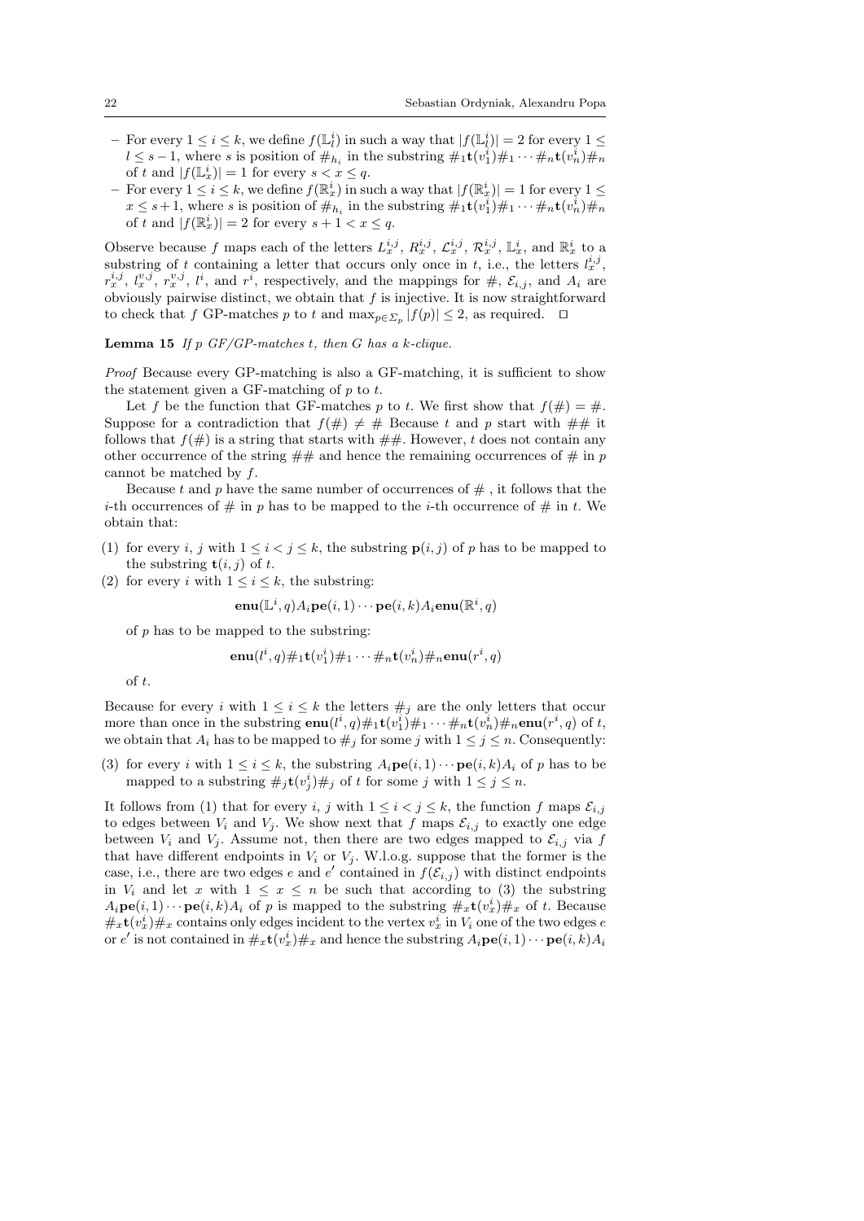- For every $1 \leq i \leq k$, we define $f(\mathbb{L}_l^i)$ in such a way that $|f(\mathbb{L}_l^i)| = 2$ for every $1 \leq l \leq s-1$, where $s$ is position of $\#_{h_i}$ in the substring $\#_1\mathbf{t}(v_1^i)\#_1 \cdots \#_n\mathbf{t}(v_n^i)\#_n$ of $t$ and $|f(\mathbb{L}_x^i)| = 1$ for every $s < x \leq q$.
- For every $1 \leq i \leq k$, we define $f(\mathbb{R}_x^i)$ in such a way that $|f(\mathbb{R}_x^i)| = 1$ for every $1 \leq x \leq s+1$, where $s$ is position of $\#_{h_i}$ in the substring $\#_1\mathbf{t}(v_1^i)\#_1 \cdots \#_n\mathbf{t}(v_n^i)\#_n$ of $t$ and $|f(\mathbb{R}_x^i)| = 2$ for every $s+1 < x \leq q$.

Observe because $f$ maps each of the letters $L_x^{i,j}$, $R_x^{i,j}$, $\mathcal{L}_x^{i,j}$, $\mathcal{R}_x^{i,j}$, $\mathbb{L}_x^i$, and $\mathbb{R}_x^i$ to a substring of $t$ containing a letter that occurs only once in $t$, i.e., the letters $l_x^{i,j}$, $r_x^{i,j}$, $l_x^{v,j}$, $r_x^{v,j}$, $l^i$, and $r^i$, respectively, and the mappings for $\#$, $\mathcal{E}_{i,j}$, and $A_i$ are obviously pairwise distinct, we obtain that $f$ is injective. It is now straightforward to check that $f$ GP-matches $p$ to $t$ and $\max_{p \in \Sigma_p} |f(p)| \leq 2$, as required. □

**Lemma 15** *If $p$ GF/GP-matches $t$, then $G$ has a $k$-clique.*

*Proof* Because every GP-matching is also a GF-matching, it is sufficient to show the statement given a GF-matching of $p$ to $t$.

Let $f$ be the function that GF-matches $p$ to $t$. We first show that $f(\#) = \#$. Suppose for a contradiction that $f(\#) \neq \#$ Because $t$ and $p$ start with $\#\#$ it follows that $f(\#)$ is a string that starts with $\#\#$. However, $t$ does not contain any other occurrence of the string $\#\#$ and hence the remaining occurrences of $\#$ in $p$ cannot be matched by $f$.

Because $t$ and $p$ have the same number of occurrences of $\#$ , it follows that the $i$-th occurrences of $\#$ in $p$ has to be mapped to the $i$-th occurrence of $\#$ in $t$. We obtain that:

(1) for every $i$, $j$ with $1 \leq i < j \leq k$, the substring $\mathbf{p}(i,j)$ of $p$ has to be mapped to the substring $\mathbf{t}(i,j)$ of $t$.
(2) for every $i$ with $1 \leq i \leq k$, the substring:

$$\mathbf{enu}(\mathbb{L}^i, q)A_i\mathbf{pe}(i,1)\cdots\mathbf{pe}(i,k)A_i\mathbf{enu}(\mathbb{R}^i, q)$$

of $p$ has to be mapped to the substring:

$$\mathbf{enu}(l^i, q)\#_1\mathbf{t}(v_1^i)\#_1 \cdots \#_n\mathbf{t}(v_n^i)\#_n\mathbf{enu}(r^i, q)$$

of $t$.

Because for every $i$ with $1 \leq i \leq k$ the letters $\#_j$ are the only letters that occur more than once in the substring $\mathbf{enu}(l^i, q)\#_1\mathbf{t}(v_1^i)\#_1 \cdots \#_n\mathbf{t}(v_n^i)\#_n\mathbf{enu}(r^i, q)$ of $t$, we obtain that $A_i$ has to be mapped to $\#_j$ for some $j$ with $1 \leq j \leq n$. Consequently:

(3) for every $i$ with $1 \leq i \leq k$, the substring $A_i\mathbf{pe}(i,1)\cdots\mathbf{pe}(i,k)A_i$ of $p$ has to be mapped to a substring $\#_j\mathbf{t}(v_j^i)\#_j$ of $t$ for some $j$ with $1 \leq j \leq n$.

It follows from (1) that for every $i$, $j$ with $1 \leq i < j \leq k$, the function $f$ maps $\mathcal{E}_{i,j}$ to edges between $V_i$ and $V_j$. We show next that $f$ maps $\mathcal{E}_{i,j}$ to exactly one edge between $V_i$ and $V_j$. Assume not, then there are two edges mapped to $\mathcal{E}_{i,j}$ via $f$ that have different endpoints in $V_i$ or $V_j$. W.l.o.g. suppose that the former is the case, i.e., there are two edges $e$ and $e'$ contained in $f(\mathcal{E}_{i,j})$ with distinct endpoints in $V_i$ and let $x$ with $1 \leq x \leq n$ be such that according to (3) the substring $A_i\mathbf{pe}(i,1)\cdots\mathbf{pe}(i,k)A_i$ of $p$ is mapped to the substring $\#_x\mathbf{t}(v_x^i)\#_x$ of $t$. Because $\#_x\mathbf{t}(v_x^i)\#_x$ contains only edges incident to the vertex $v_x^i$ in $V_i$ one of the two edges $e$ or $e'$ is not contained in $\#_x\mathbf{t}(v_x^i)\#_x$ and hence the substring $A_i\mathbf{pe}(i,1)\cdots\mathbf{pe}(i,k)A_i$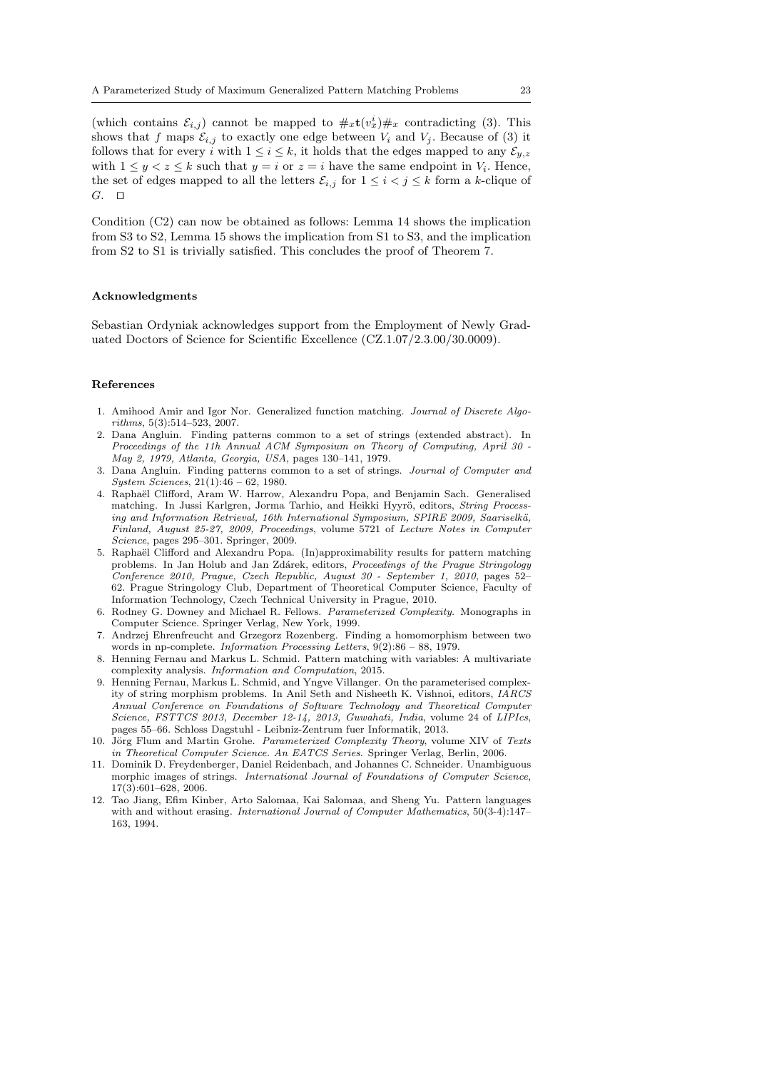(which contains $\mathcal{E}_{i,j}$) cannot be mapped to $\#_x \mathbf{t}(v_x^i)\#_x$ contradicting (3). This shows that $f$ maps $\mathcal{E}_{i,j}$ to exactly one edge between $V_i$ and $V_j$. Because of (3) it follows that for every $i$ with $1 \leq i \leq k$, it holds that the edges mapped to any $\mathcal{E}_{y,z}$ with $1 \leq y < z \leq k$ such that $y = i$ or $z = i$ have the same endpoint in $V_i$. Hence, the set of edges mapped to all the letters $\mathcal{E}_{i,j}$ for $1 \leq i < j \leq k$ form a $k$-clique of $G$. ◻

Condition (C2) can now be obtained as follows: Lemma 14 shows the implication from S3 to S2, Lemma 15 shows the implication from S1 to S3, and the implication from S2 to S1 is trivially satisfied. This concludes the proof of Theorem 7.

#### Acknowledgments

Sebastian Ordyniak acknowledges support from the Employment of Newly Graduated Doctors of Science for Scientific Excellence (CZ.1.07/2.3.00/30.0009).

#### References

1. Amihood Amir and Igor Nor. Generalized function matching. *Journal of Discrete Algorithms*, 5(3):514–523, 2007.
2. Dana Angluin. Finding patterns common to a set of strings (extended abstract). In *Proceedings of the 11h Annual ACM Symposium on Theory of Computing, April 30 - May 2, 1979, Atlanta, Georgia, USA*, pages 130–141, 1979.
3. Dana Angluin. Finding patterns common to a set of strings. *Journal of Computer and System Sciences*, 21(1):46 – 62, 1980.
4. Raphaël Clifford, Aram W. Harrow, Alexandru Popa, and Benjamin Sach. Generalised matching. In Jussi Karlgren, Jorma Tarhio, and Heikki Hyyrö, editors, *String Processing and Information Retrieval, 16th International Symposium, SPIRE 2009, Saariselkä, Finland, August 25-27, 2009, Proceedings*, volume 5721 of *Lecture Notes in Computer Science*, pages 295–301. Springer, 2009.
5. Raphaël Clifford and Alexandru Popa. (In)approximability results for pattern matching problems. In Jan Holub and Jan Zdárek, editors, *Proceedings of the Prague Stringology Conference 2010, Prague, Czech Republic, August 30 - September 1, 2010*, pages 52–62. Prague Stringology Club, Department of Theoretical Computer Science, Faculty of Information Technology, Czech Technical University in Prague, 2010.
6. Rodney G. Downey and Michael R. Fellows. *Parameterized Complexity*. Monographs in Computer Science. Springer Verlag, New York, 1999.
7. Andrzej Ehrenfreucht and Grzegorz Rozenberg. Finding a homomorphism between two words in np-complete. *Information Processing Letters*, 9(2):86 – 88, 1979.
8. Henning Fernau and Markus L. Schmid. Pattern matching with variables: A multivariate complexity analysis. *Information and Computation*, 2015.
9. Henning Fernau, Markus L. Schmid, and Yngve Villanger. On the parameterised complexity of string morphism problems. In Anil Seth and Nisheeth K. Vishnoi, editors, *IARCS Annual Conference on Foundations of Software Technology and Theoretical Computer Science, FSTTCS 2013, December 12-14, 2013, Guwahati, India*, volume 24 of *LIPIcs*, pages 55–66. Schloss Dagstuhl - Leibniz-Zentrum fuer Informatik, 2013.
10. Jörg Flum and Martin Grohe. *Parameterized Complexity Theory*, volume XIV of *Texts in Theoretical Computer Science. An EATCS Series*. Springer Verlag, Berlin, 2006.
11. Dominik D. Freydenberger, Daniel Reidenbach, and Johannes C. Schneider. Unambiguous morphic images of strings. *International Journal of Foundations of Computer Science*, 17(3):601–628, 2006.
12. Tao Jiang, Efim Kinber, Arto Salomaa, Kai Salomaa, and Sheng Yu. Pattern languages with and without erasing. *International Journal of Computer Mathematics*, 50(3-4):147–163, 1994.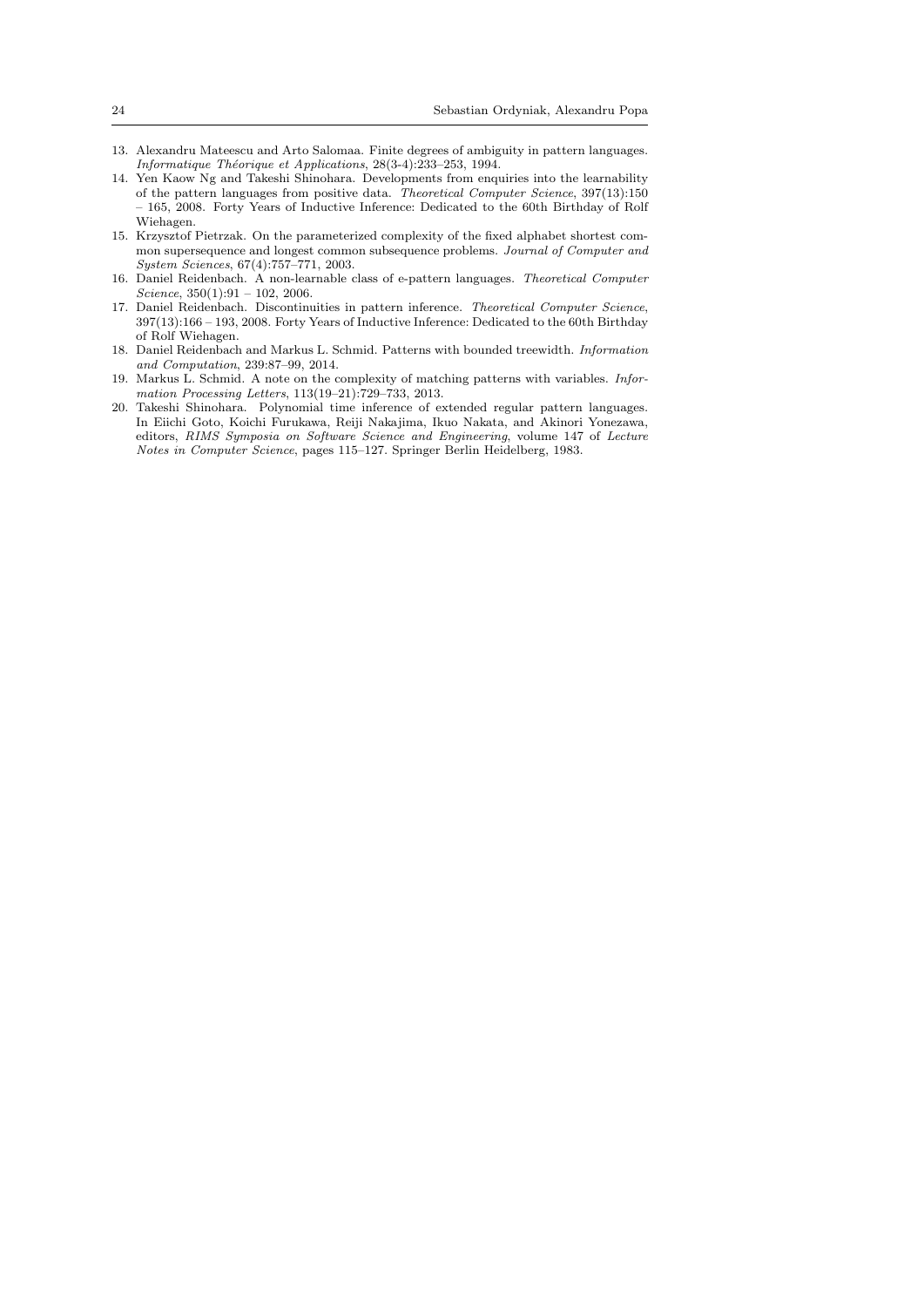13. Alexandru Mateescu and Arto Salomaa. Finite degrees of ambiguity in pattern languages. *Informatique Théorique et Applications*, 28(3-4):233–253, 1994.
14. Yen Kaow Ng and Takeshi Shinohara. Developments from enquiries into the learnability of the pattern languages from positive data. *Theoretical Computer Science*, 397(13):150 – 165, 2008. Forty Years of Inductive Inference: Dedicated to the 60th Birthday of Rolf Wiehagen.
15. Krzysztof Pietrzak. On the parameterized complexity of the fixed alphabet shortest common supersequence and longest common subsequence problems. *Journal of Computer and System Sciences*, 67(4):757–771, 2003.
16. Daniel Reidenbach. A non-learnable class of e-pattern languages. *Theoretical Computer Science*, 350(1):91 – 102, 2006.
17. Daniel Reidenbach. Discontinuities in pattern inference. *Theoretical Computer Science*, 397(13):166 – 193, 2008. Forty Years of Inductive Inference: Dedicated to the 60th Birthday of Rolf Wiehagen.
18. Daniel Reidenbach and Markus L. Schmid. Patterns with bounded treewidth. *Information and Computation*, 239:87–99, 2014.
19. Markus L. Schmid. A note on the complexity of matching patterns with variables. *Information Processing Letters*, 113(19–21):729–733, 2013.
20. Takeshi Shinohara. Polynomial time inference of extended regular pattern languages. In Eiichi Goto, Koichi Furukawa, Reiji Nakajima, Ikuo Nakata, and Akinori Yonezawa, editors, *RIMS Symposia on Software Science and Engineering*, volume 147 of *Lecture Notes in Computer Science*, pages 115–127. Springer Berlin Heidelberg, 1983.